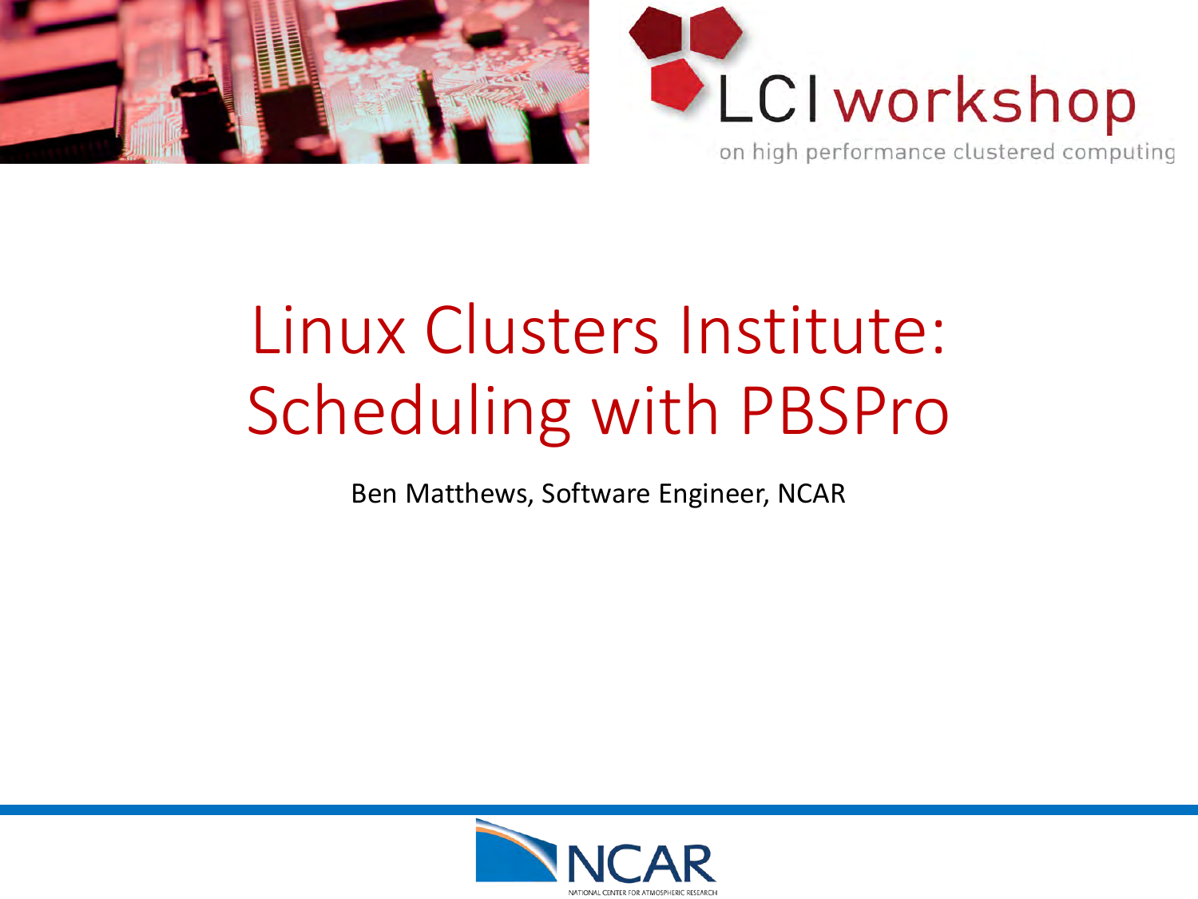LCI workshop

on high performance clustered computing

# Linux Clusters Institute: Scheduling with PBSPro

Ben Matthews, Software Engineer, NCAR

NCAR

NATIONAL CENTER FOR ATMOSPHERIC RESEARCH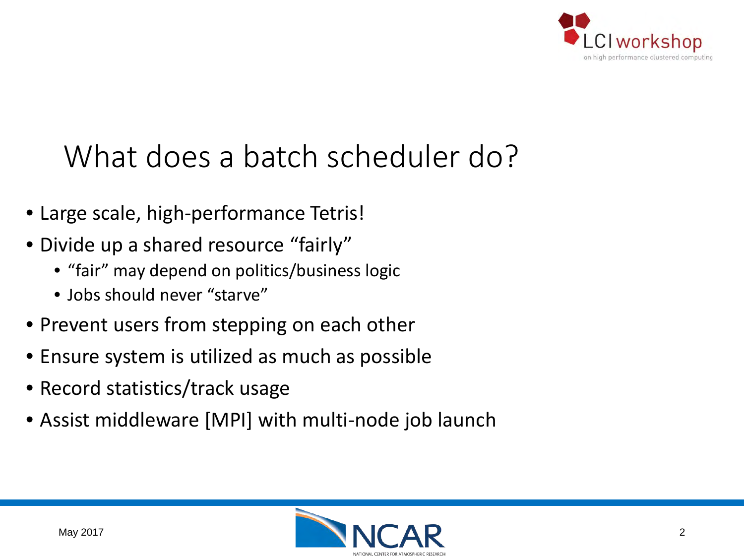# What does a batch scheduler do?

- Large scale, high-performance Tetris!
- Divide up a shared resource "fairly"
  - "fair" may depend on politics/business logic
  - Jobs should never "starve"
- Prevent users from stepping on each other
- Ensure system is utilized as much as possible
- Record statistics/track usage
- Assist middleware [MPI] with multi-node job launch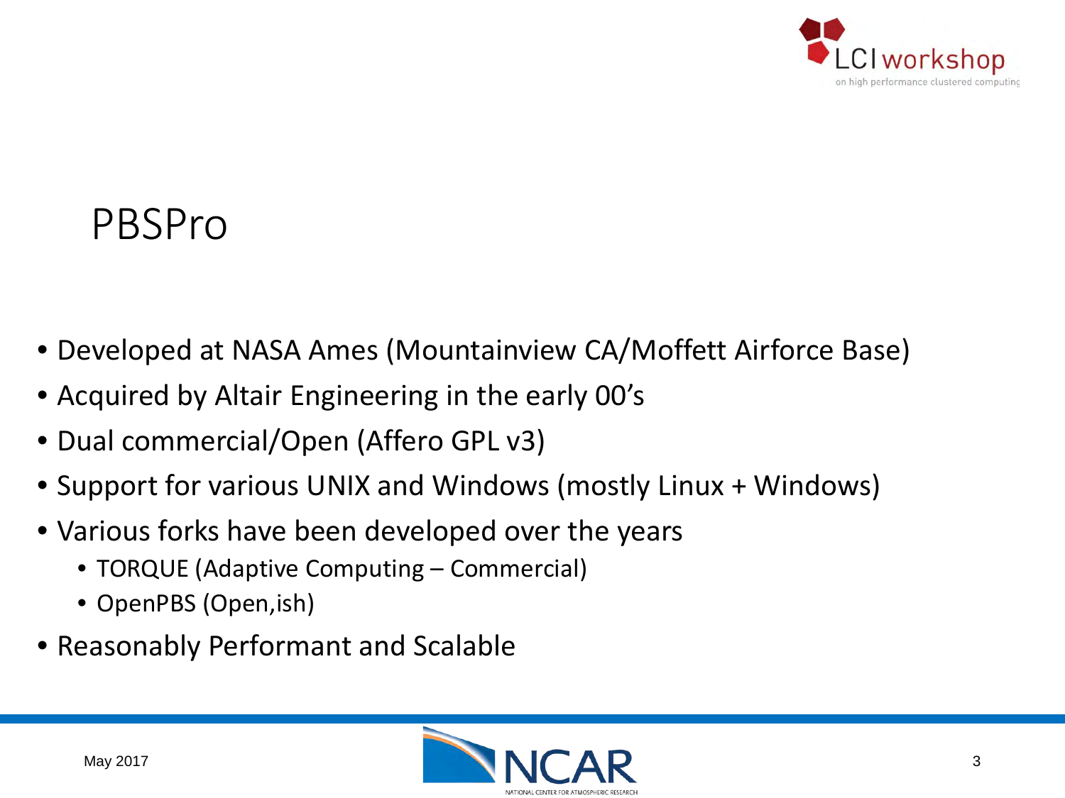# PBSPro

- Developed at NASA Ames (Mountainview CA/Moffett Airforce Base)
- Acquired by Altair Engineering in the early 00's
- Dual commercial/Open (Affero GPL v3)
- Support for various UNIX and Windows (mostly Linux + Windows)
- Various forks have been developed over the years
  - TORQUE (Adaptive Computing – Commercial)
  - OpenPBS (Open,ish)
- Reasonably Performant and Scalable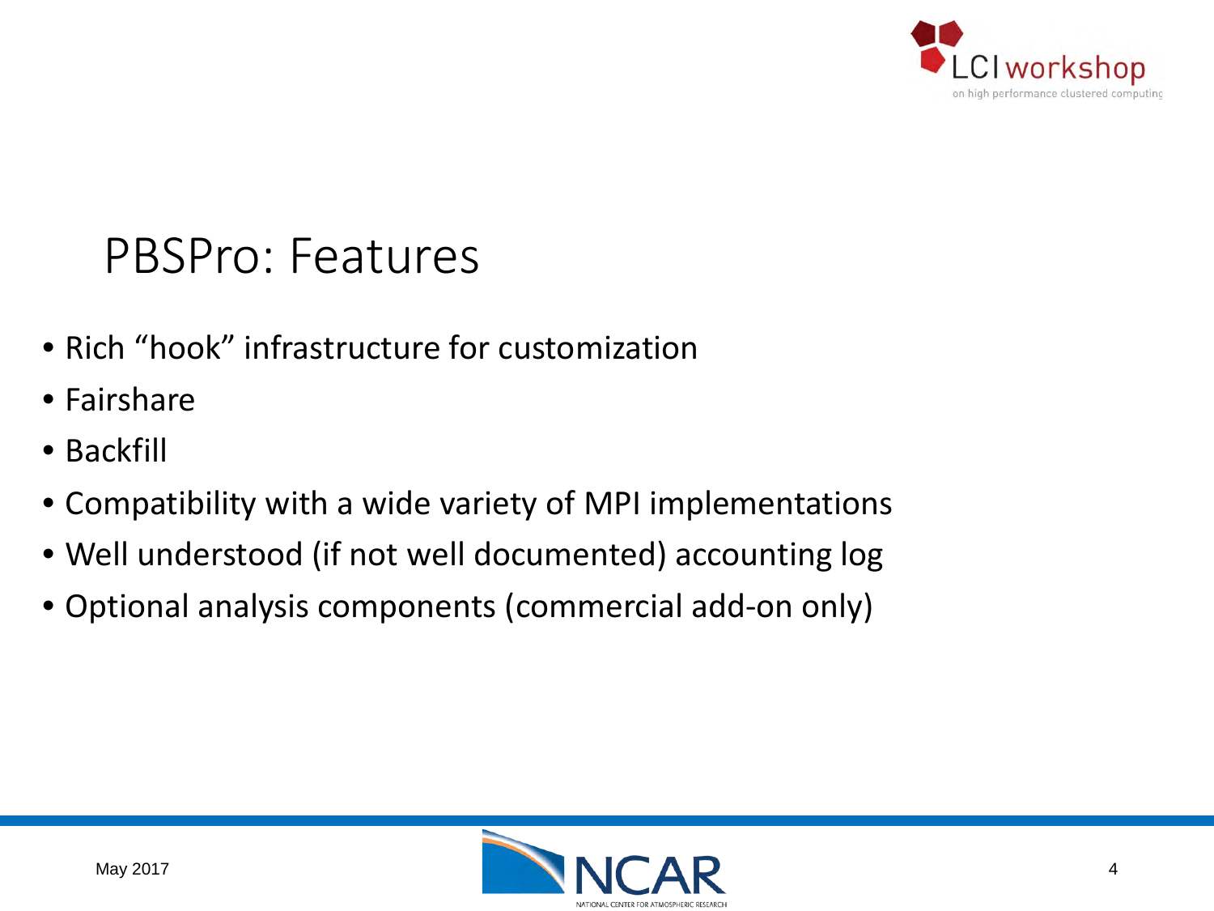# PBSPro: Features

- Rich “hook” infrastructure for customization
- Fairshare
- Backfill
- Compatibility with a wide variety of MPI implementations
- Well understood (if not well documented) accounting log
- Optional analysis components (commercial add-on only)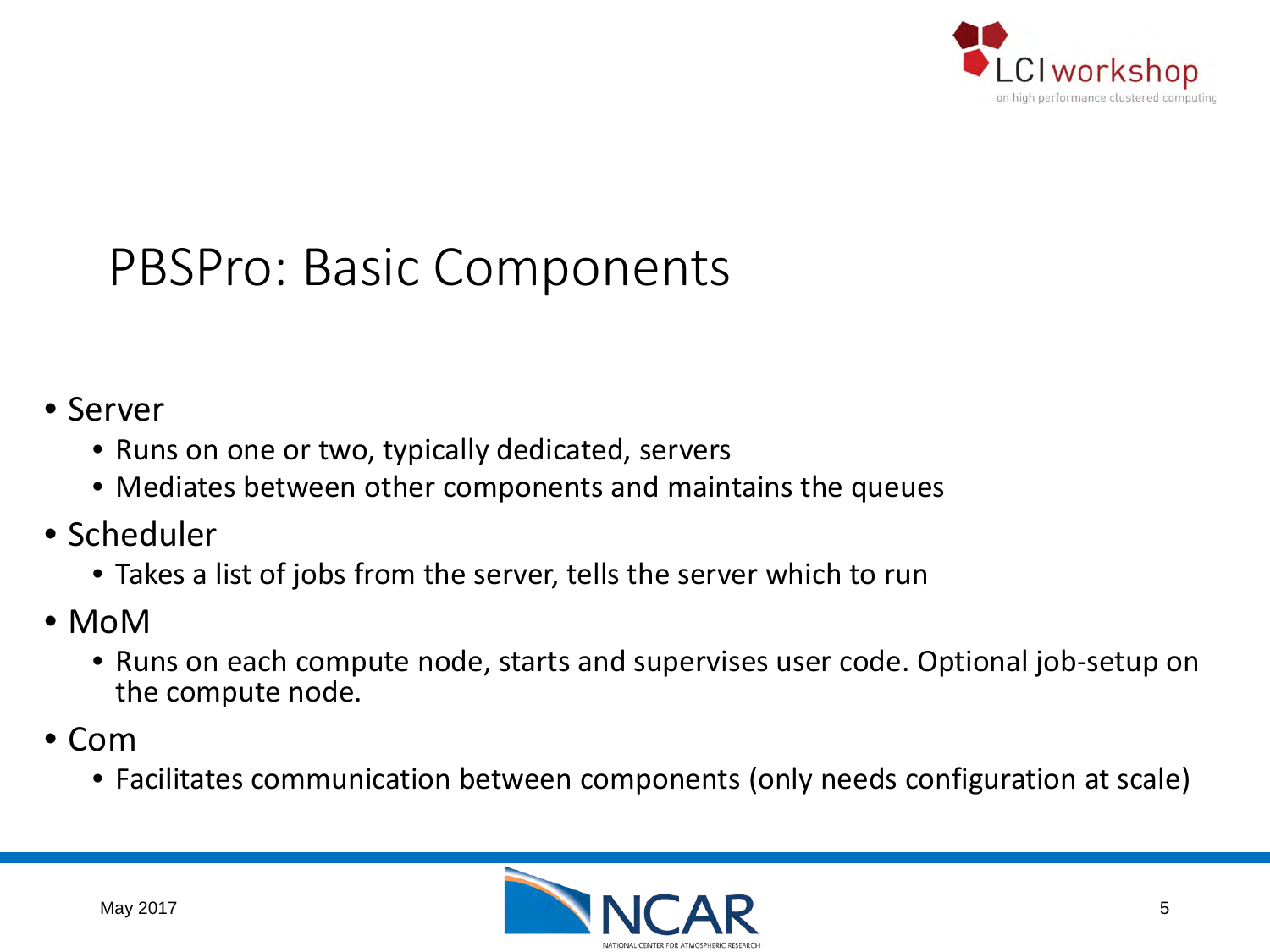# PBSPro: Basic Components

- Server
  - Runs on one or two, typically dedicated, servers
  - Mediates between other components and maintains the queues
- Scheduler
  - Takes a list of jobs from the server, tells the server which to run
- MoM
  - Runs on each compute node, starts and supervises user code. Optional job-setup on the compute node.
- Com
  - Facilitates communication between components (only needs configuration at scale)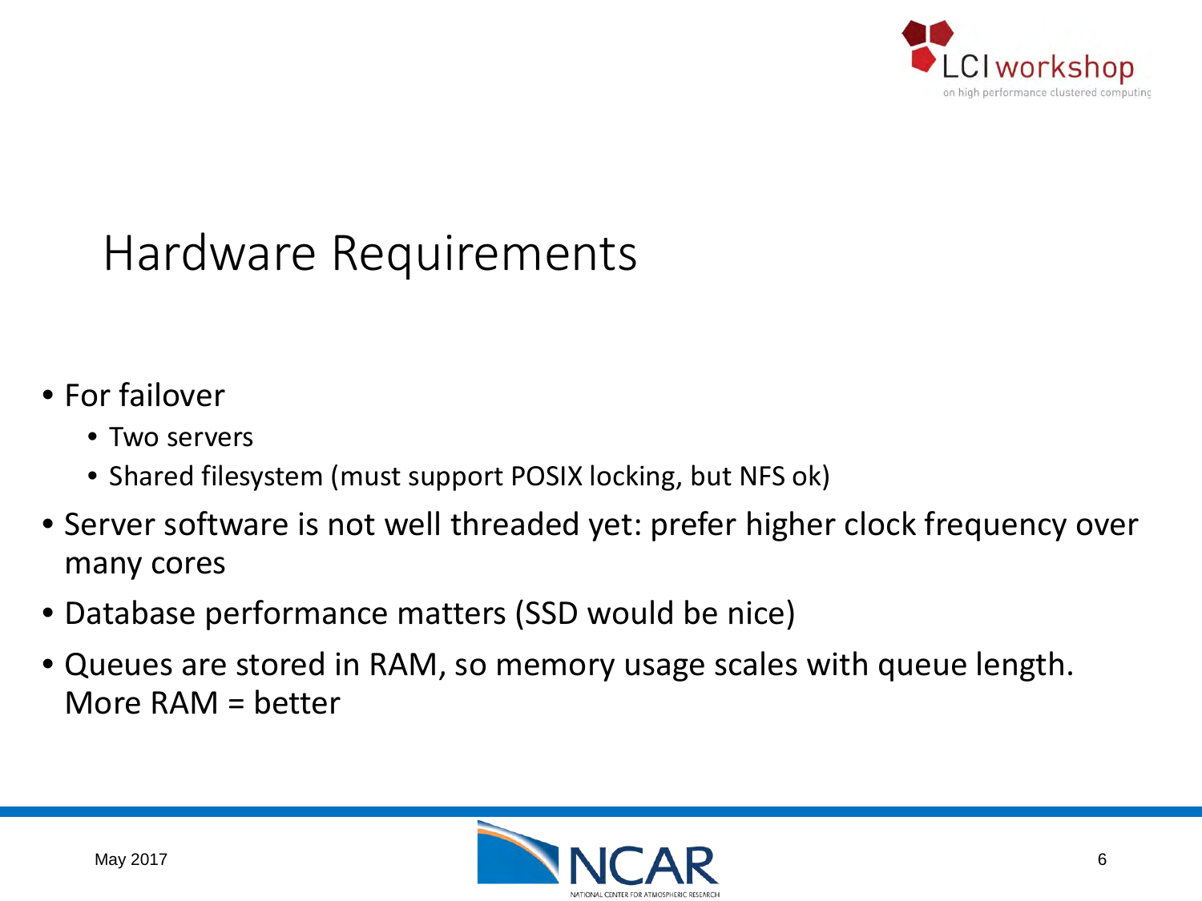# Hardware Requirements

- For failover
  - Two servers
  - Shared filesystem (must support POSIX locking, but NFS ok)
- Server software is not well threaded yet: prefer higher clock frequency over many cores
- Database performance matters (SSD would be nice)
- Queues are stored in RAM, so memory usage scales with queue length. More RAM = better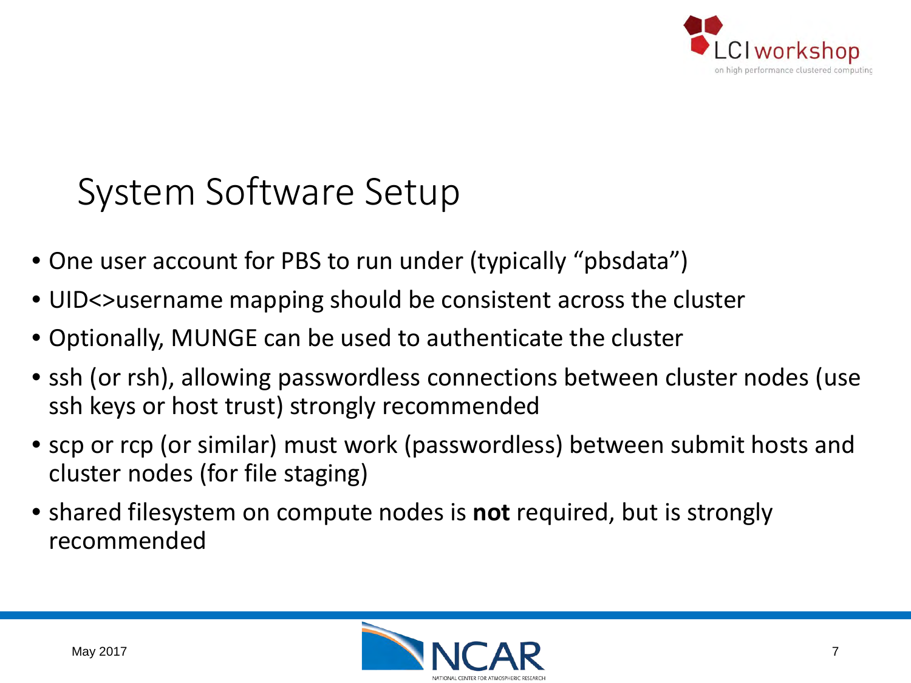# System Software Setup

- One user account for PBS to run under (typically "pbsdata")
- UID<>username mapping should be consistent across the cluster
- Optionally, MUNGE can be used to authenticate the cluster
- ssh (or rsh), allowing passwordless connections between cluster nodes (use ssh keys or host trust) strongly recommended
- scp or rcp (or similar) must work (passwordless) between submit hosts and cluster nodes (for file staging)
- shared filesystem on compute nodes is **not** required, but is strongly recommended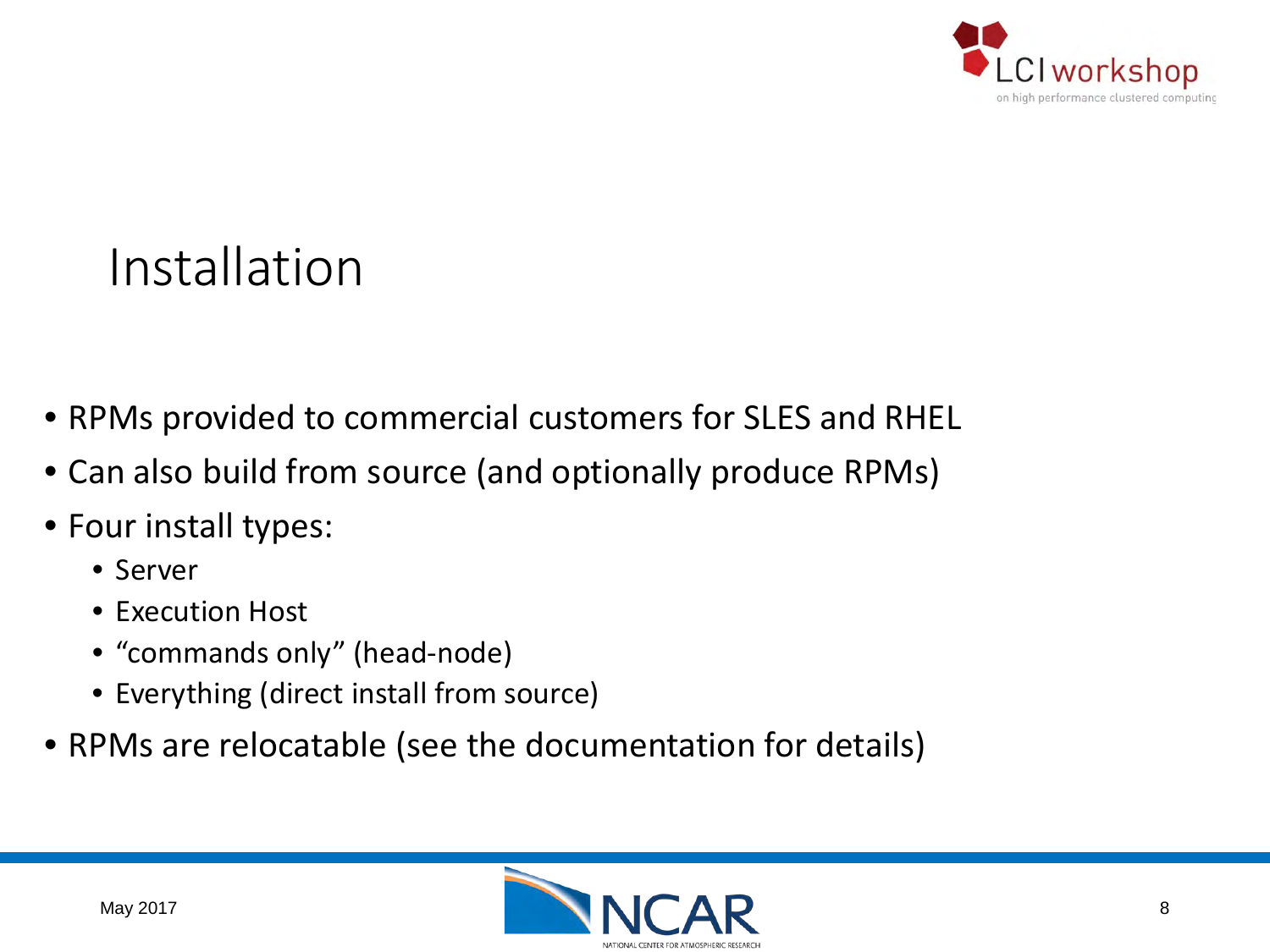# Installation

- RPMs provided to commercial customers for SLES and RHEL
- Can also build from source (and optionally produce RPMs)
- Four install types:
  - Server
  - Execution Host
  - “commands only” (head-node)
  - Everything (direct install from source)
- RPMs are relocatable (see the documentation for details)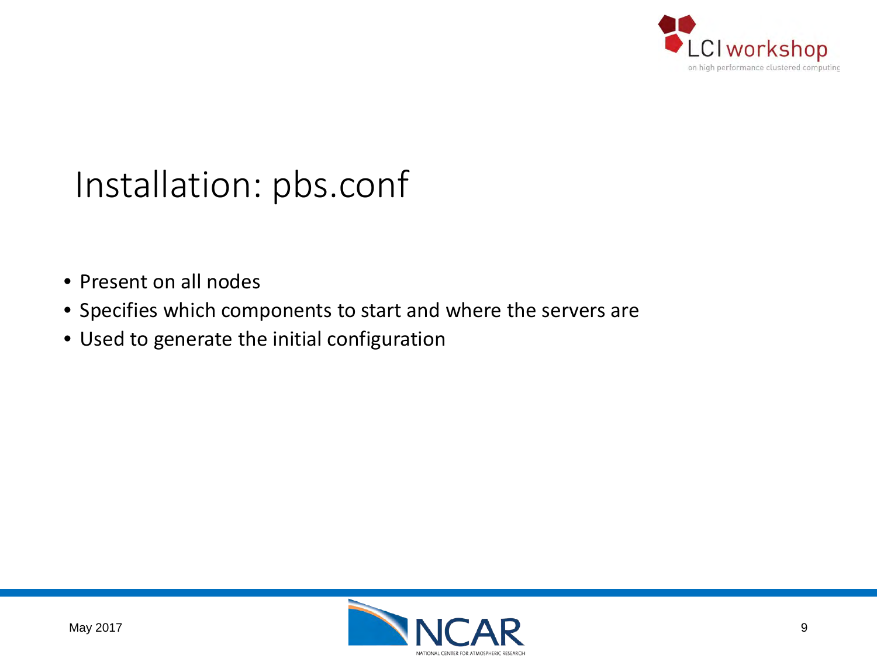# Installation: pbs.conf

- Present on all nodes
- Specifies which components to start and where the servers are
- Used to generate the initial configuration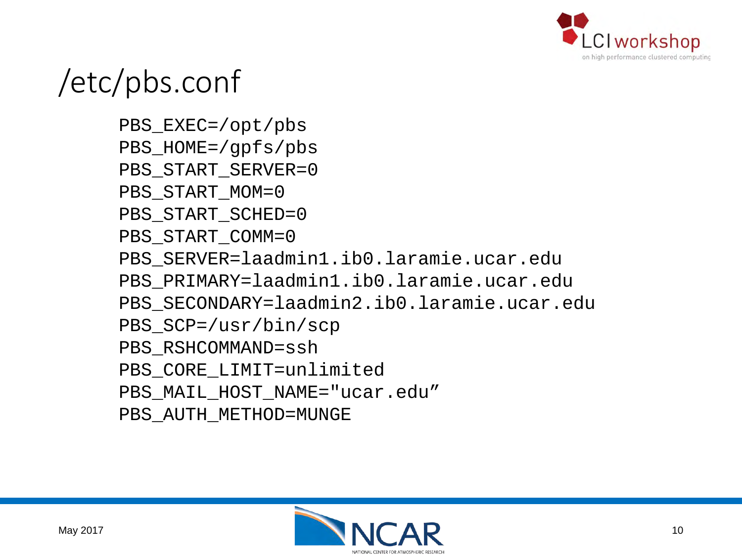# /etc/pbs.conf

```
PBS_EXEC=/opt/pbs
PBS_HOME=/gpfs/pbs
PBS_START_SERVER=0
PBS_START_MOM=0
PBS_START_SCHED=0
PBS_START_COMM=0
PBS_SERVER=laadmin1.ib0.laramie.ucar.edu
PBS_PRIMARY=laadmin1.ib0.laramie.ucar.edu
PBS_SECONDARY=laadmin2.ib0.laramie.ucar.edu
PBS_SCP=/usr/bin/scp
PBS_RSHCOMMAND=ssh
PBS_CORE_LIMIT=unlimited
PBS_MAIL_HOST_NAME="ucar.edu”
PBS_AUTH_METHOD=MUNGE
```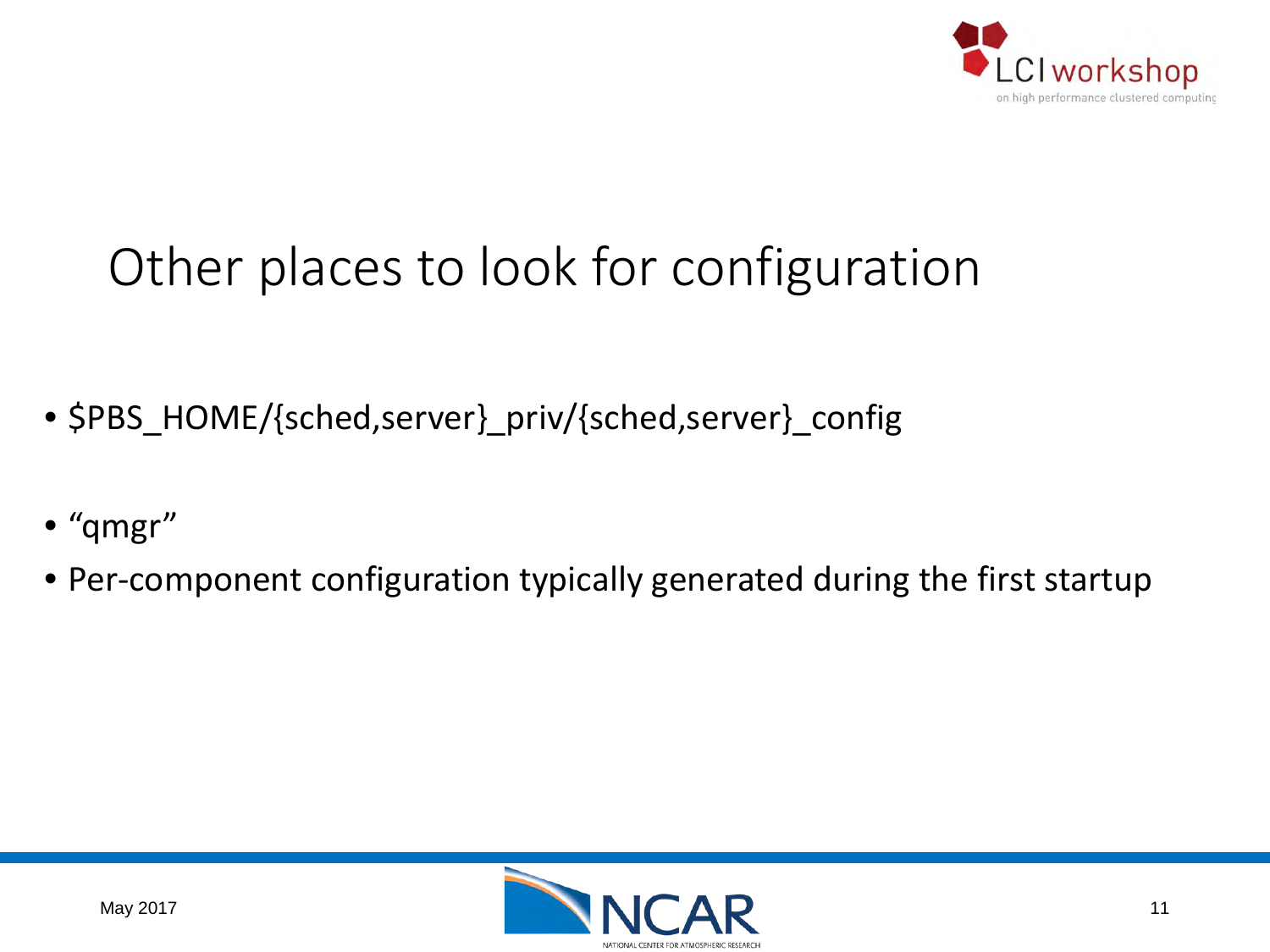# Other places to look for configuration

- $PBS_HOME/{sched,server}_priv/{sched,server}_config

- “qmgr”
- Per-component configuration typically generated during the first startup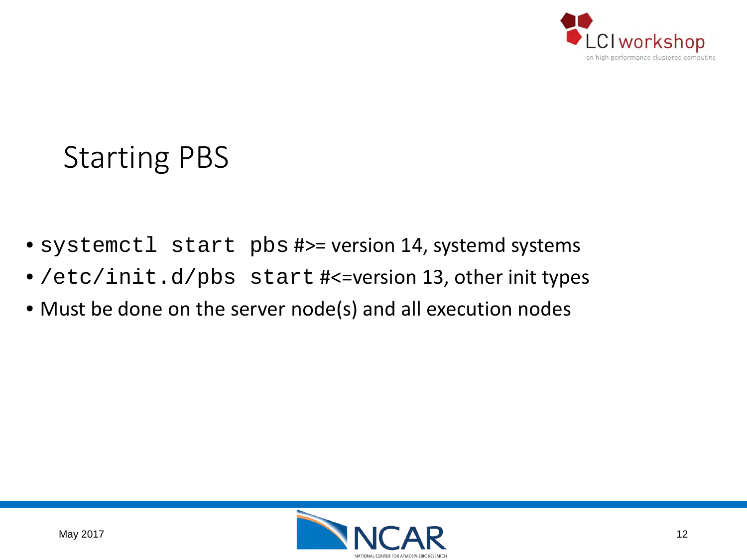# Starting PBS

- `systemctl start pbs` #>= version 14, systemd systems
- `/etc/init.d/pbs start` #<=version 13, other init types
- Must be done on the server node(s) and all execution nodes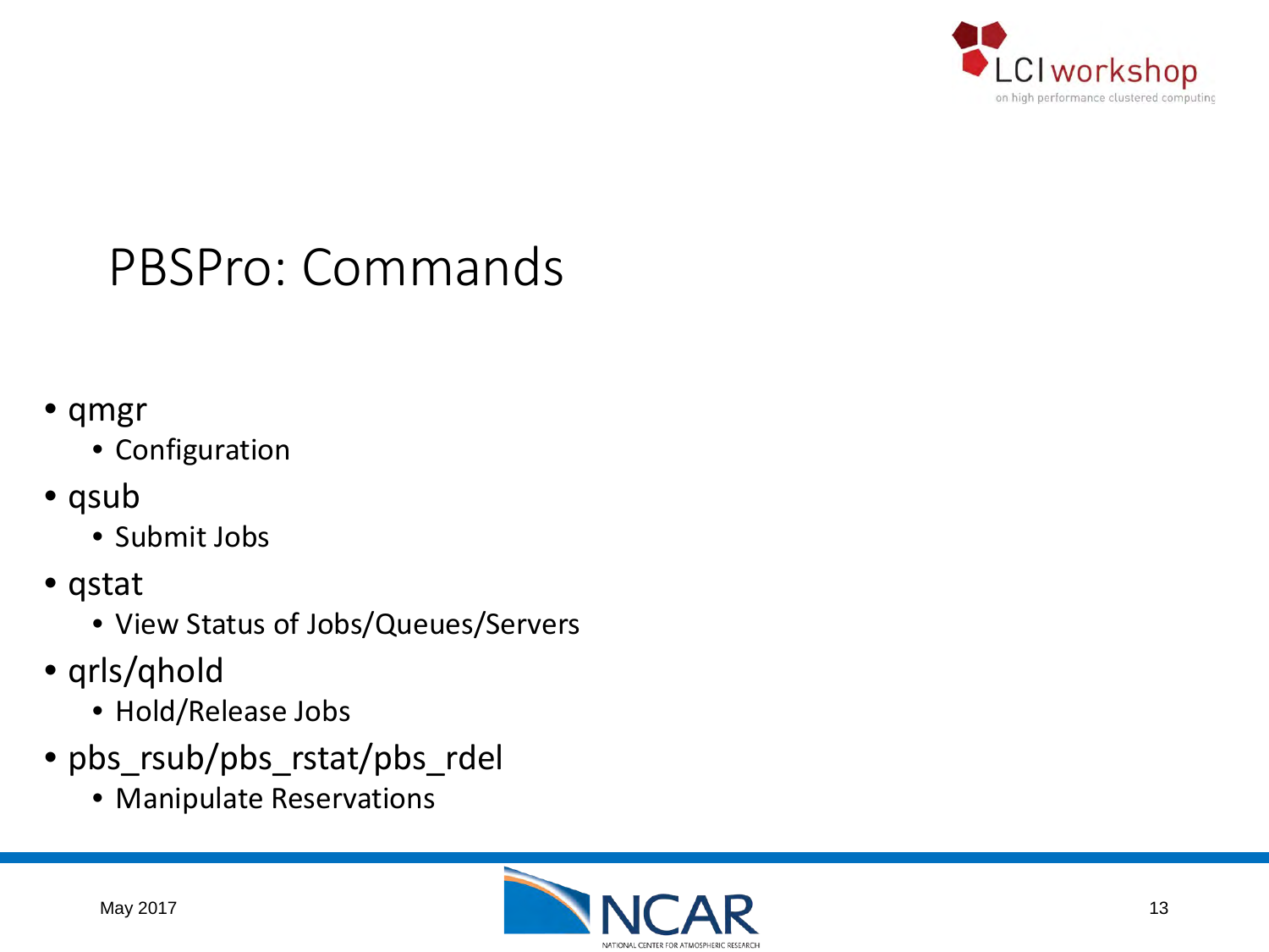# PBSPro: Commands

- qmgr
  - Configuration
- qsub
  - Submit Jobs
- qstat
  - View Status of Jobs/Queues/Servers
- qrls/qhold
  - Hold/Release Jobs
- pbs_rsub/pbs_rstat/pbs_rdel
  - Manipulate Reservations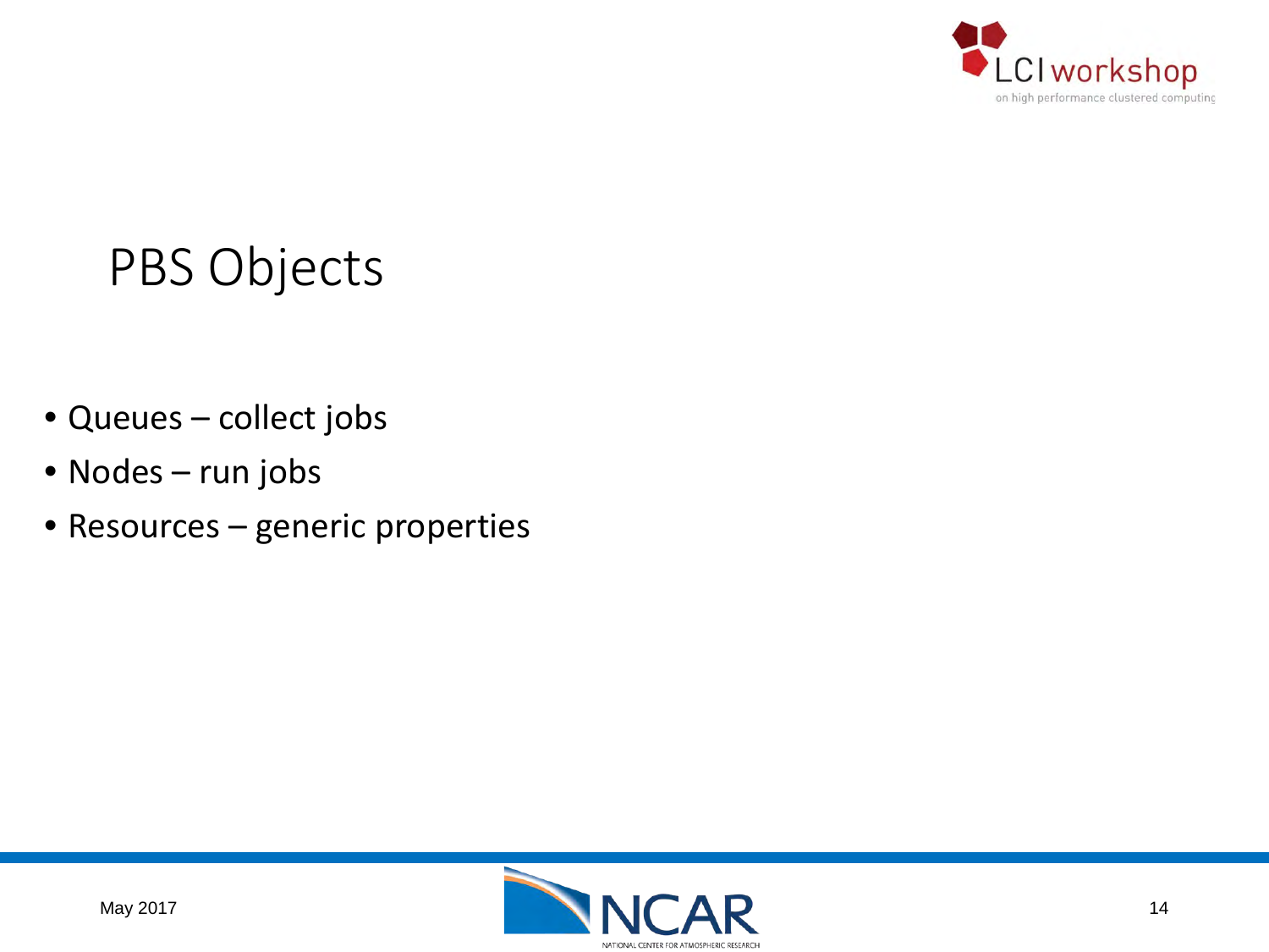# PBS Objects

- Queues – collect jobs
- Nodes – run jobs
- Resources – generic properties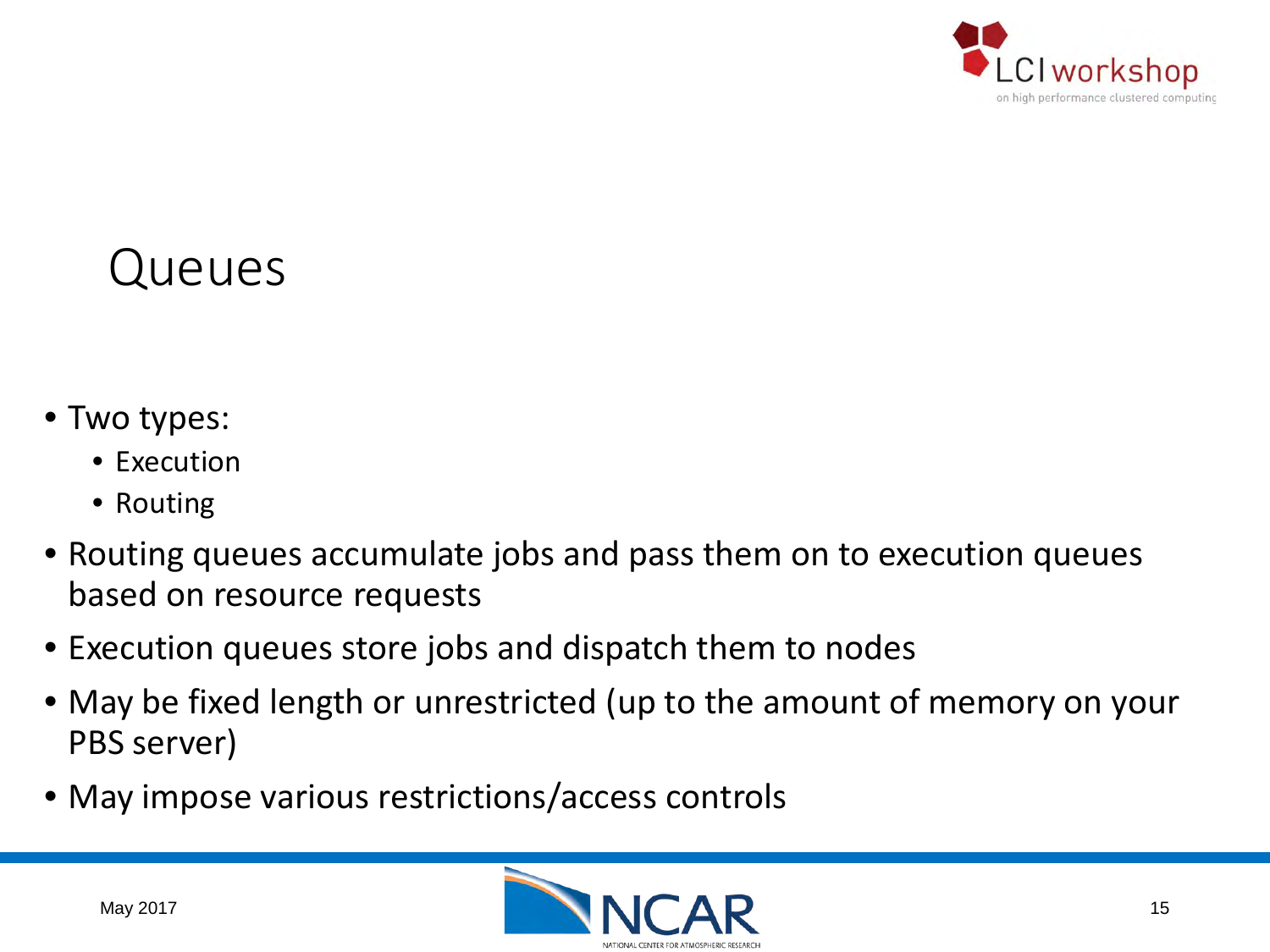# Queues

- Two types:
  - Execution
  - Routing
- Routing queues accumulate jobs and pass them on to execution queues based on resource requests
- Execution queues store jobs and dispatch them to nodes
- May be fixed length or unrestricted (up to the amount of memory on your PBS server)
- May impose various restrictions/access controls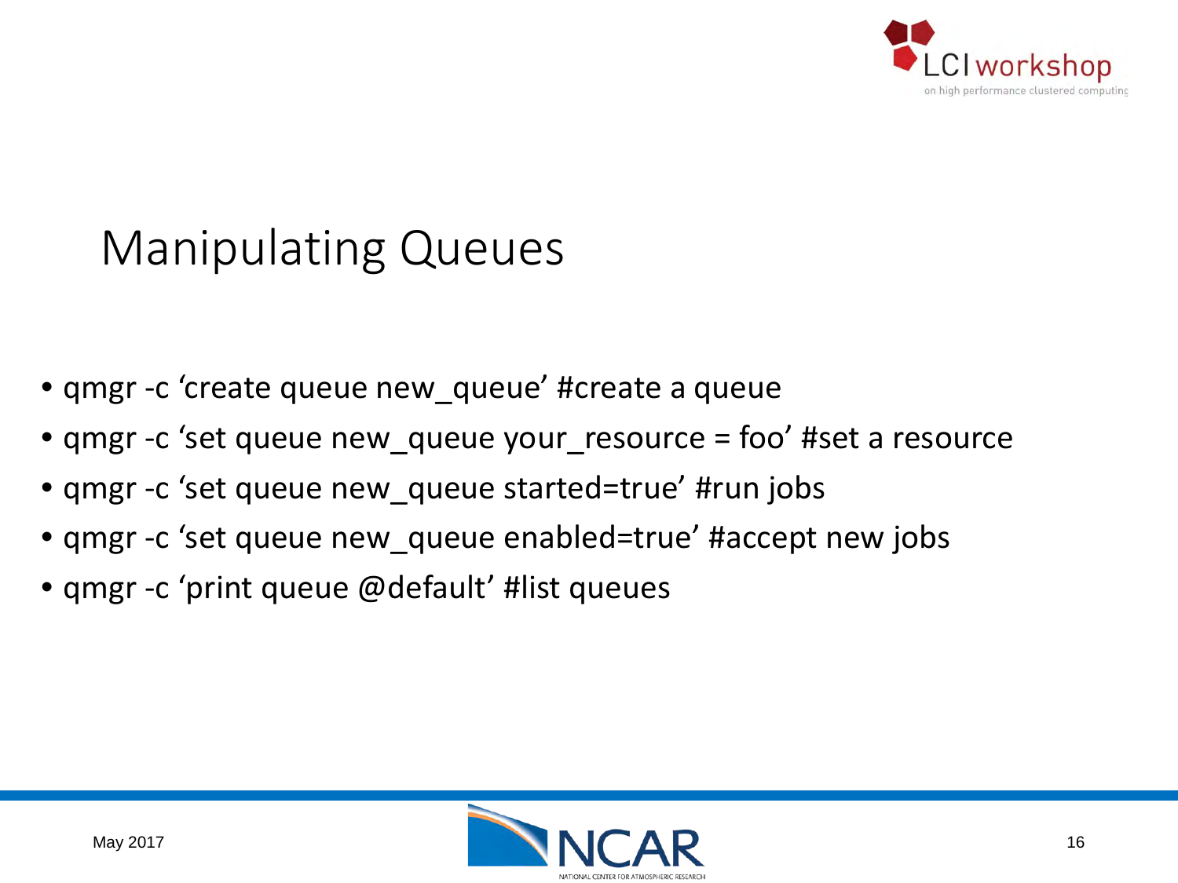# Manipulating Queues

- qmgr -c ‘create queue new_queue’ #create a queue
- qmgr -c ‘set queue new_queue your_resource = foo’ #set a resource
- qmgr -c ‘set queue new_queue started=true’ #run jobs
- qmgr -c ‘set queue new_queue enabled=true’ #accept new jobs
- qmgr -c ‘print queue @default’ #list queues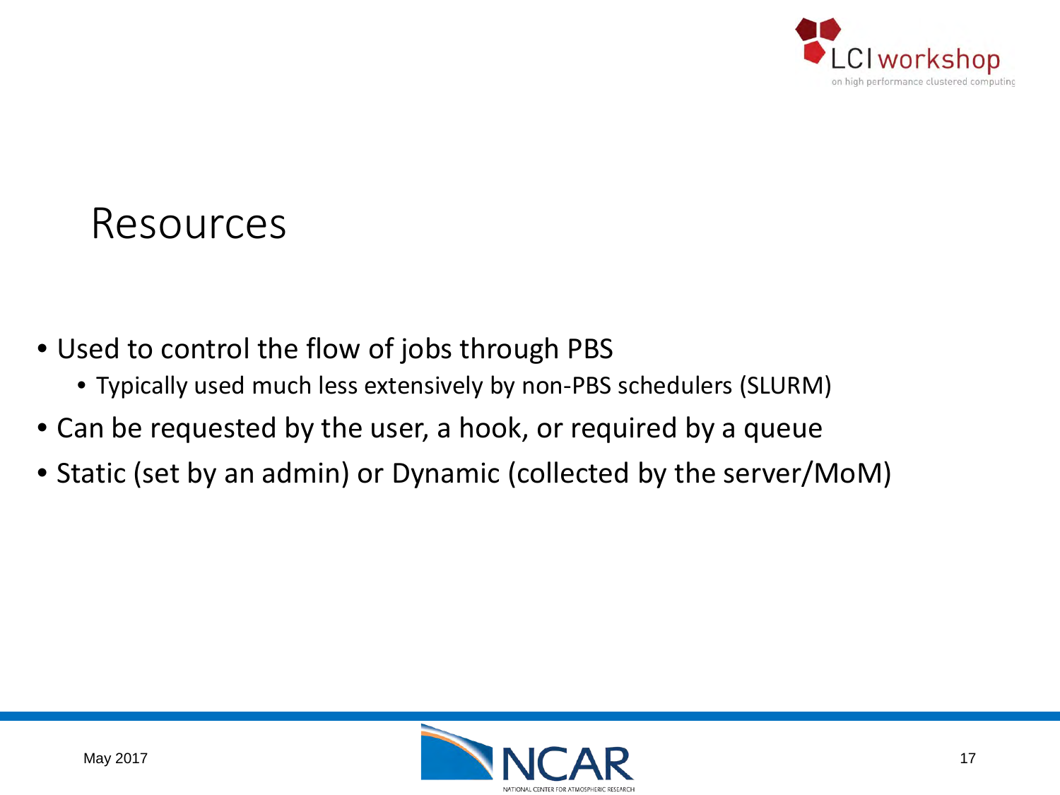# Resources

- Used to control the flow of jobs through PBS
  - Typically used much less extensively by non-PBS schedulers (SLURM)
- Can be requested by the user, a hook, or required by a queue
- Static (set by an admin) or Dynamic (collected by the server/MoM)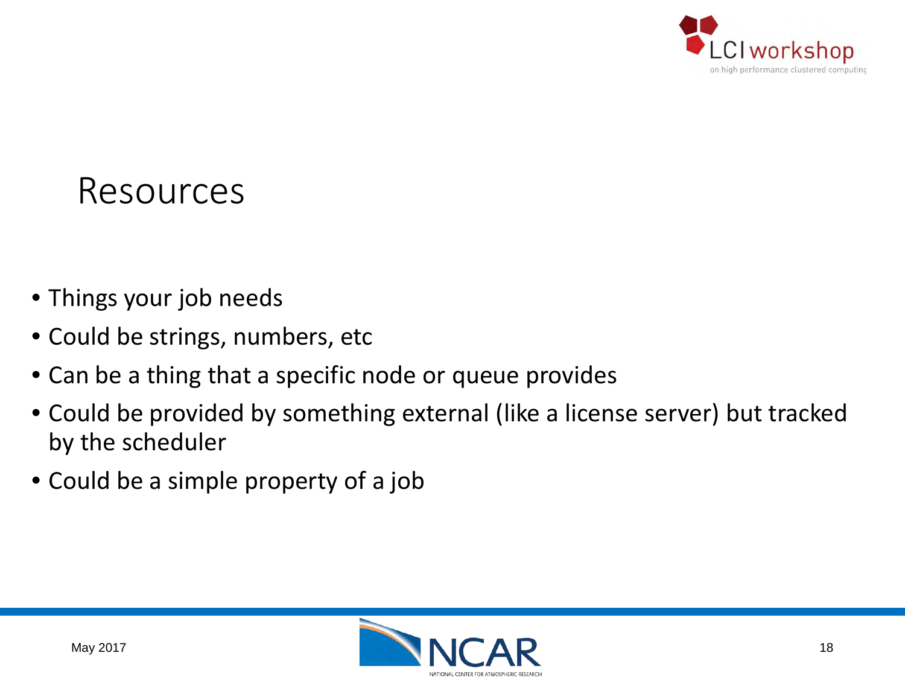# Resources

- Things your job needs
- Could be strings, numbers, etc
- Can be a thing that a specific node or queue provides
- Could be provided by something external (like a license server) but tracked by the scheduler
- Could be a simple property of a job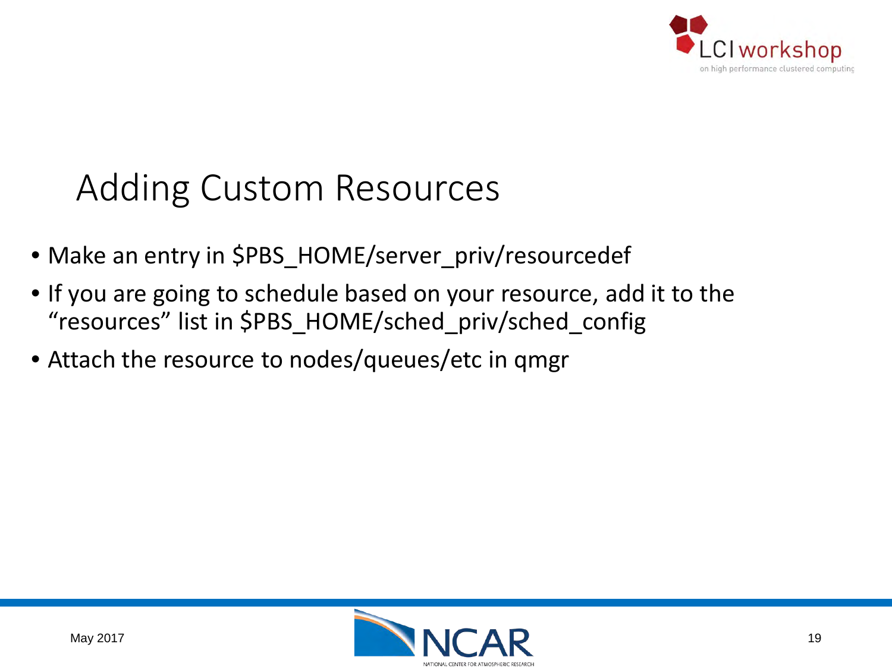# Adding Custom Resources

- Make an entry in $PBS_HOME/server_priv/resourcedef
- If you are going to schedule based on your resource, add it to the "resources" list in $PBS_HOME/sched_priv/sched_config
- Attach the resource to nodes/queues/etc in qmgr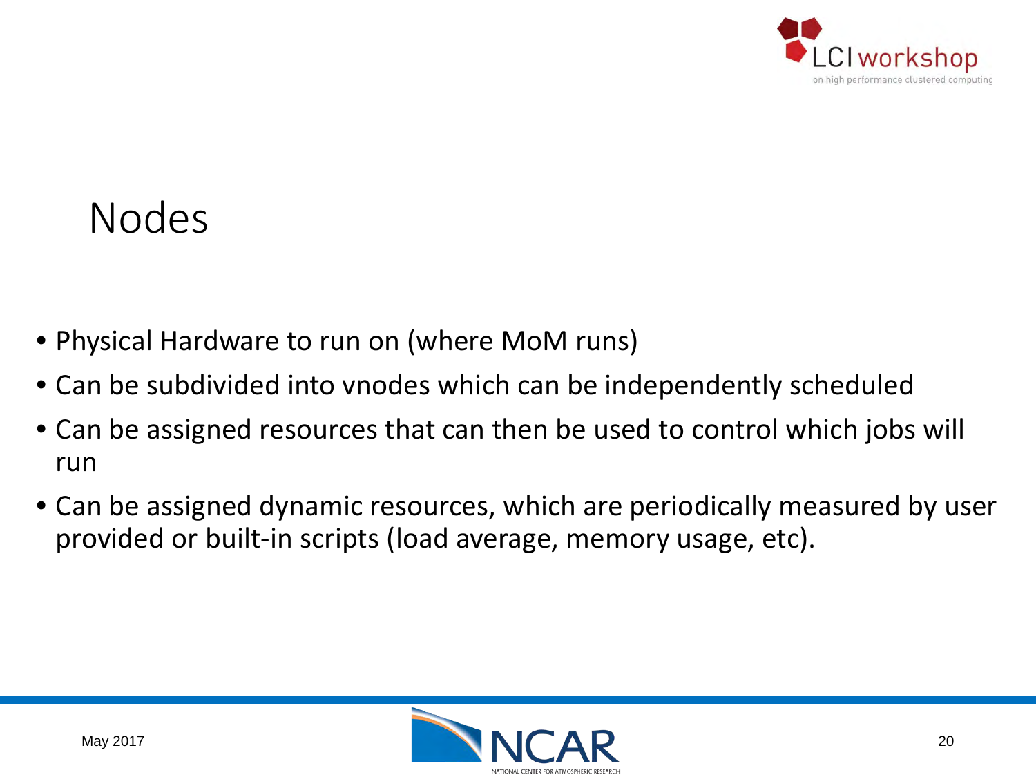# Nodes

- Physical Hardware to run on (where MoM runs)
- Can be subdivided into vnodes which can be independently scheduled
- Can be assigned resources that can then be used to control which jobs will run
- Can be assigned dynamic resources, which are periodically measured by user provided or built-in scripts (load average, memory usage, etc).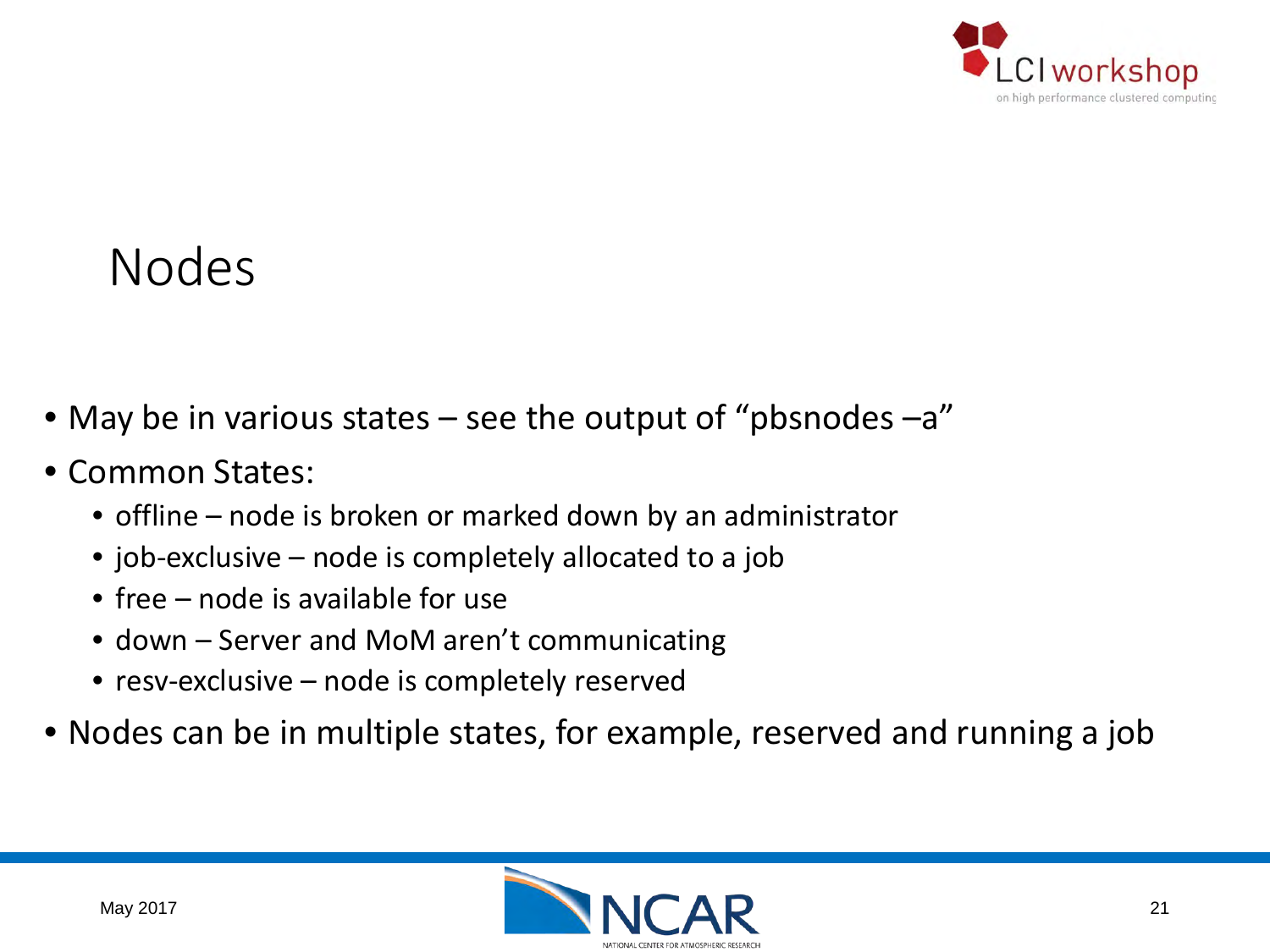# Nodes

- May be in various states – see the output of “pbsnodes –a”
- Common States:
  - offline – node is broken or marked down by an administrator
  - job-exclusive – node is completely allocated to a job
  - free – node is available for use
  - down – Server and MoM aren’t communicating
  - resv-exclusive – node is completely reserved
- Nodes can be in multiple states, for example, reserved and running a job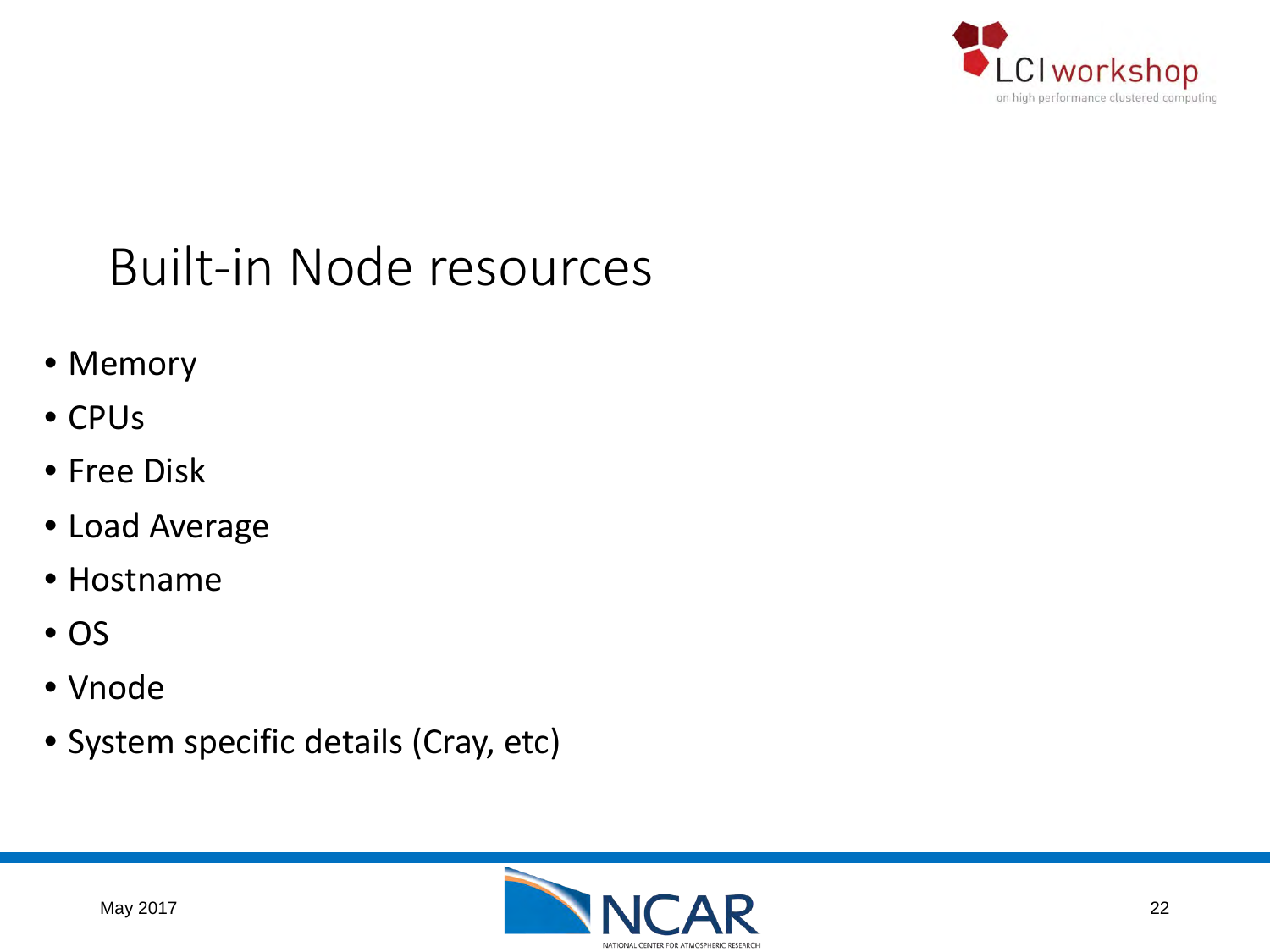# Built-in Node resources

- Memory
- CPUs
- Free Disk
- Load Average
- Hostname
- OS
- Vnode
- System specific details (Cray, etc)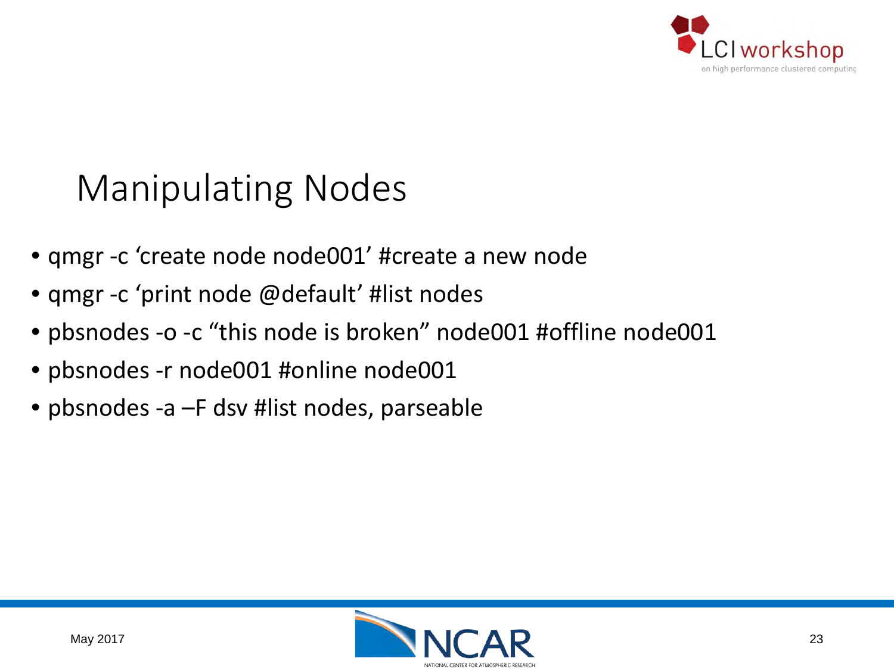# Manipulating Nodes

- qmgr -c ‘create node node001’ #create a new node
- qmgr -c ‘print node @default’ #list nodes
- pbsnodes -o -c “this node is broken” node001 #offline node001
- pbsnodes -r node001 #online node001
- pbsnodes -a –F dsv #list nodes, parseable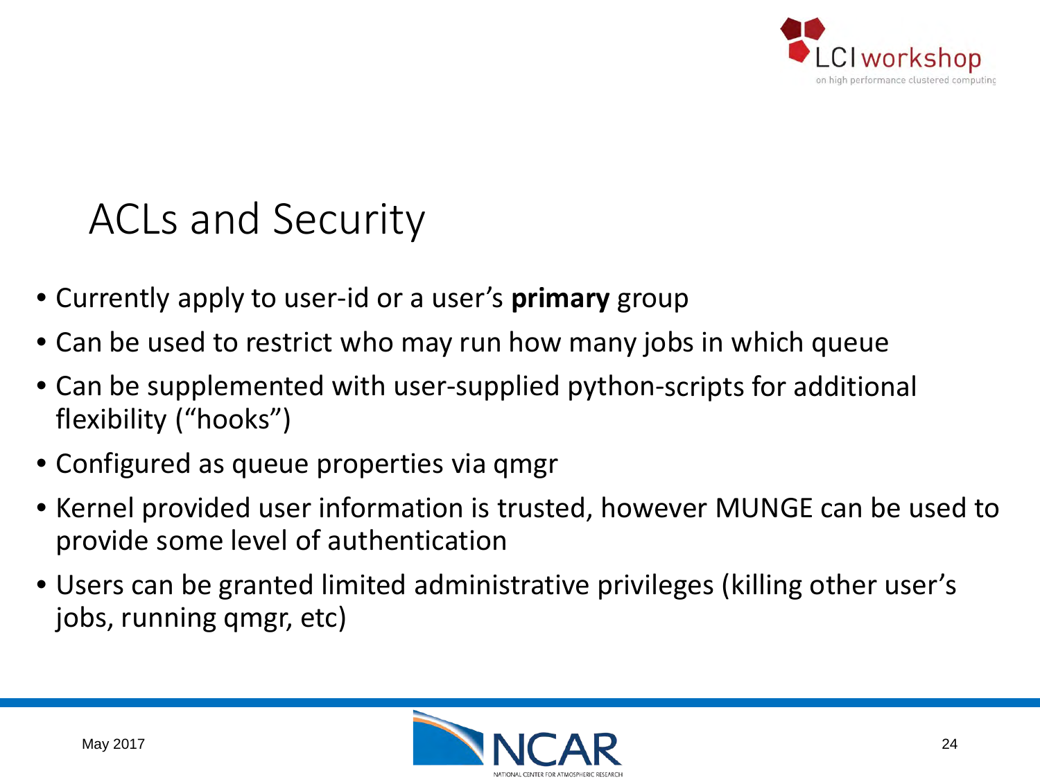# ACLs and Security

- Currently apply to user-id or a user's **primary** group
- Can be used to restrict who may run how many jobs in which queue
- Can be supplemented with user-supplied python-scripts for additional flexibility ("hooks")
- Configured as queue properties via qmgr
- Kernel provided user information is trusted, however MUNGE can be used to provide some level of authentication
- Users can be granted limited administrative privileges (killing other user's jobs, running qmgr, etc)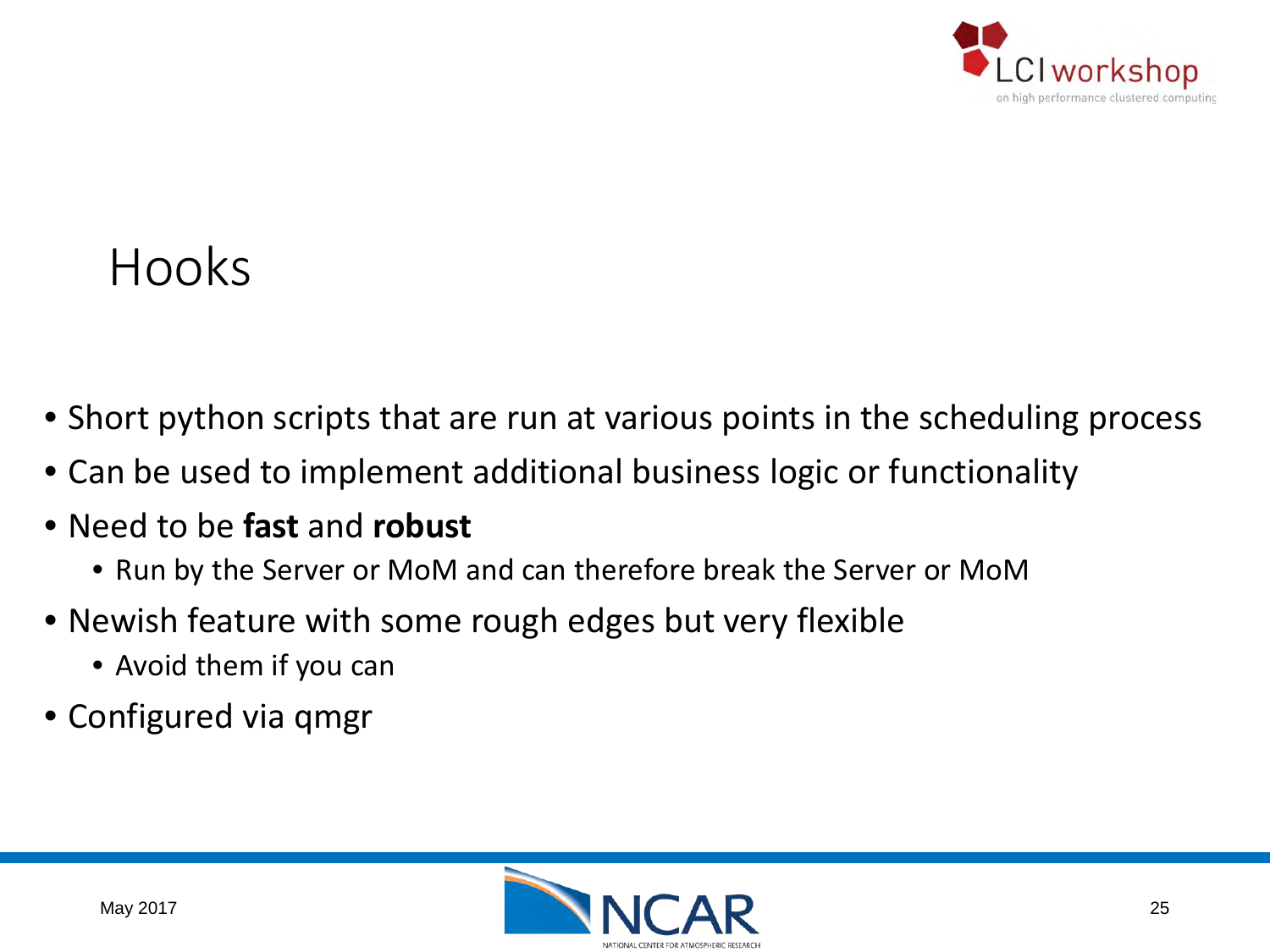# Hooks

- Short python scripts that are run at various points in the scheduling process
- Can be used to implement additional business logic or functionality
- Need to be **fast** and **robust**
  - Run by the Server or MoM and can therefore break the Server or MoM
- Newish feature with some rough edges but very flexible
  - Avoid them if you can
- Configured via qmgr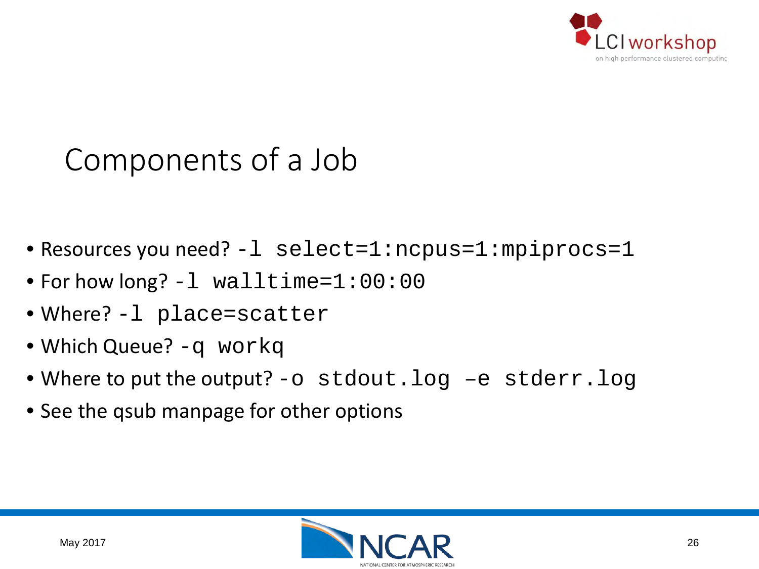# Components of a Job

- Resources you need? `-l select=1:ncpus=1:mpiprocs=1`
- For how long? `-l walltime=1:00:00`
- Where? `-l place=scatter`
- Which Queue? `-q workq`
- Where to put the output? `-o stdout.log –e stderr.log`
- See the qsub manpage for other options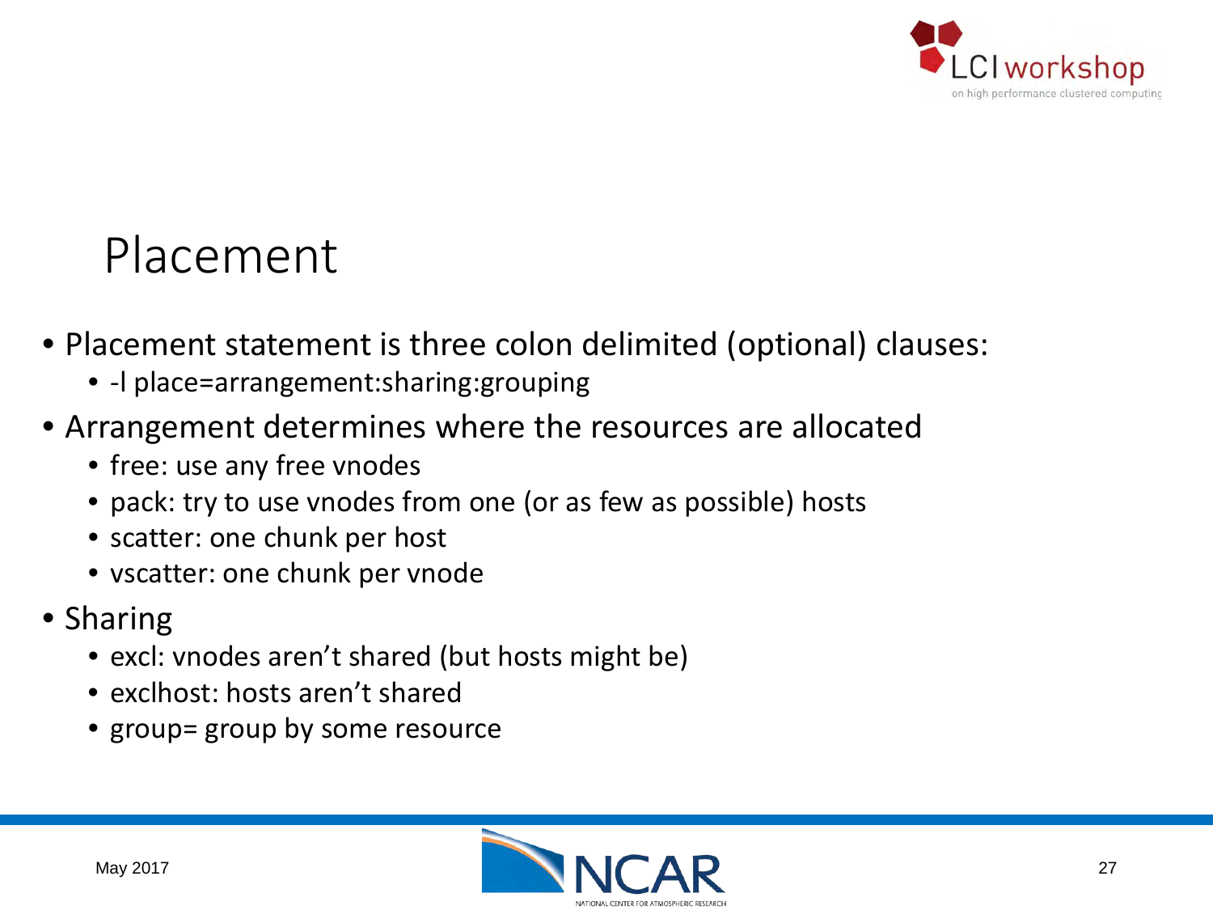# Placement

- Placement statement is three colon delimited (optional) clauses:
  - -l place=arrangement:sharing:grouping
- Arrangement determines where the resources are allocated
  - free: use any free vnodes
  - pack: try to use vnodes from one (or as few as possible) hosts
  - scatter: one chunk per host
  - vscatter: one chunk per vnode
- Sharing
  - excl: vnodes aren't shared (but hosts might be)
  - exclhost: hosts aren't shared
  - group= group by some resource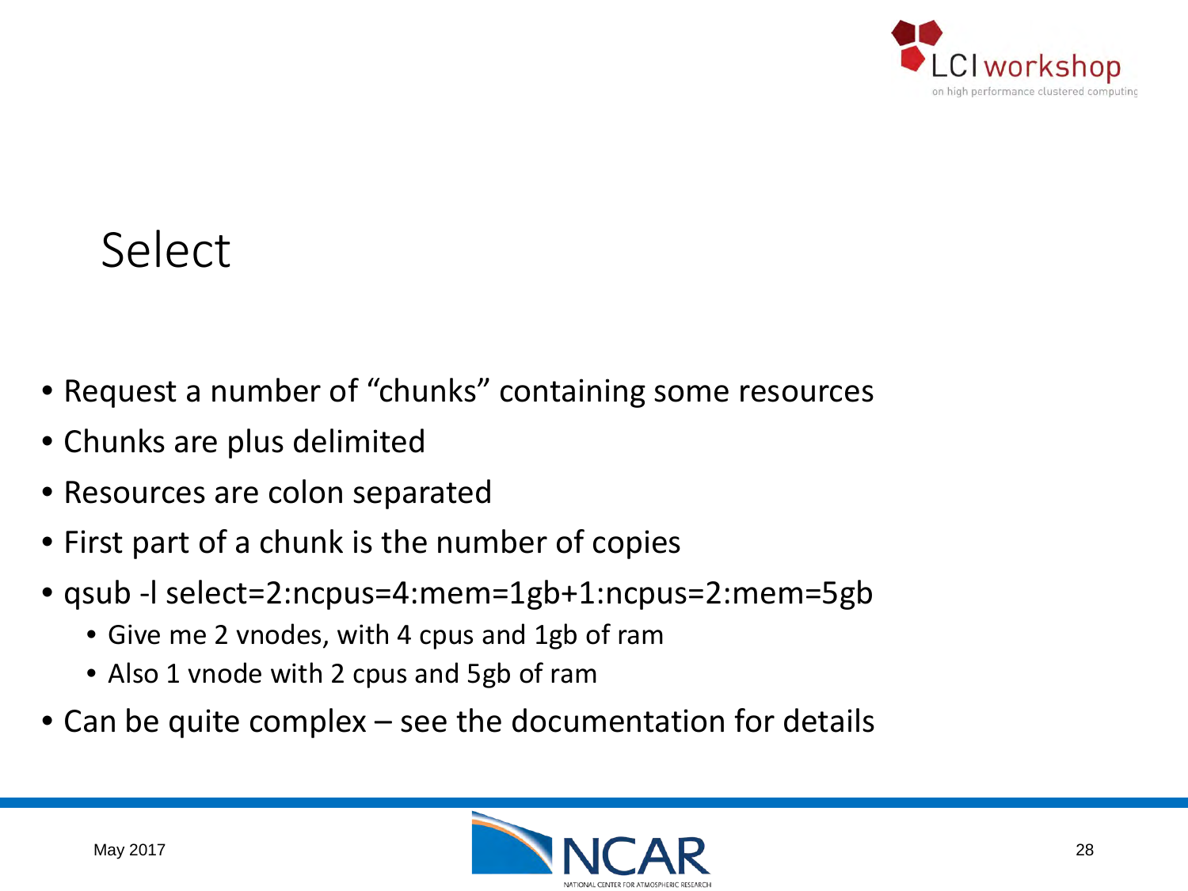# Select

- Request a number of “chunks” containing some resources
- Chunks are plus delimited
- Resources are colon separated
- First part of a chunk is the number of copies
- qsub -l select=2:ncpus=4:mem=1gb+1:ncpus=2:mem=5gb
  - Give me 2 vnodes, with 4 cpus and 1gb of ram
  - Also 1 vnode with 2 cpus and 5gb of ram
- Can be quite complex – see the documentation for details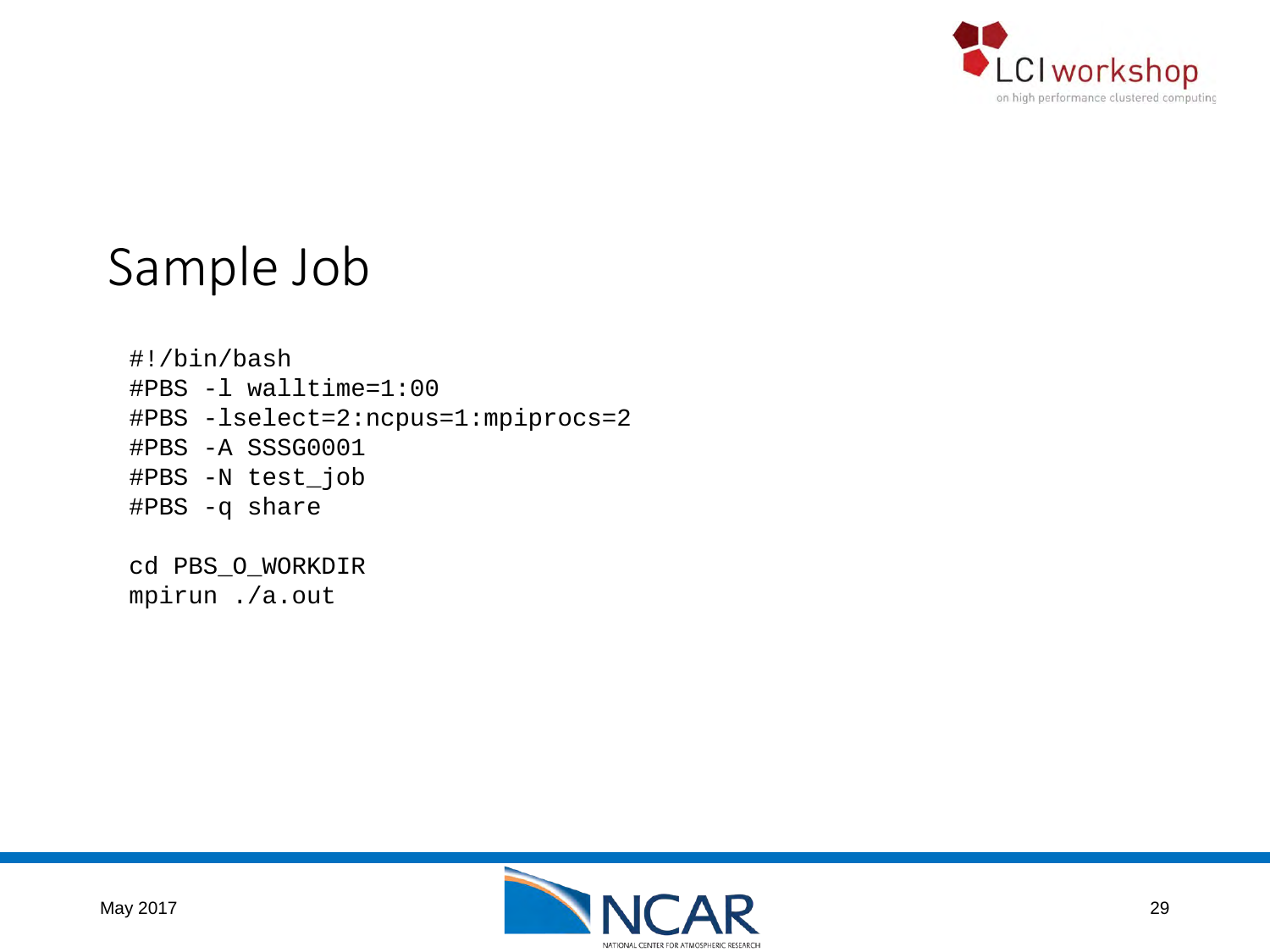# Sample Job

```
#!/bin/bash
#PBS -l walltime=1:00
#PBS -lselect=2:ncpus=1:mpiprocs=2
#PBS -A SSSG0001
#PBS -N test_job
#PBS -q share

cd PBS_O_WORKDIR
mpirun ./a.out
```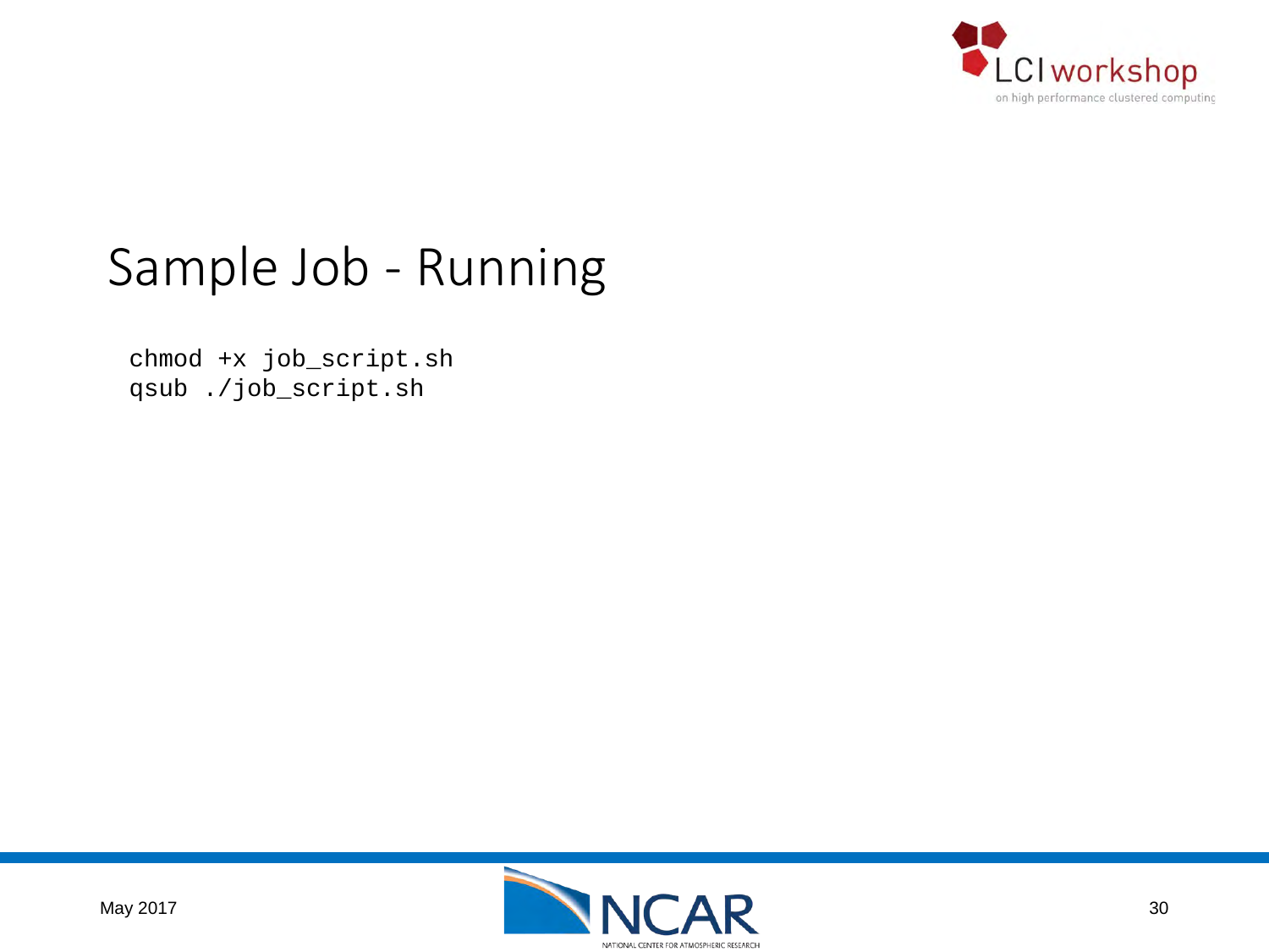# Sample Job - Running

```
chmod +x job_script.sh
qsub ./job_script.sh
```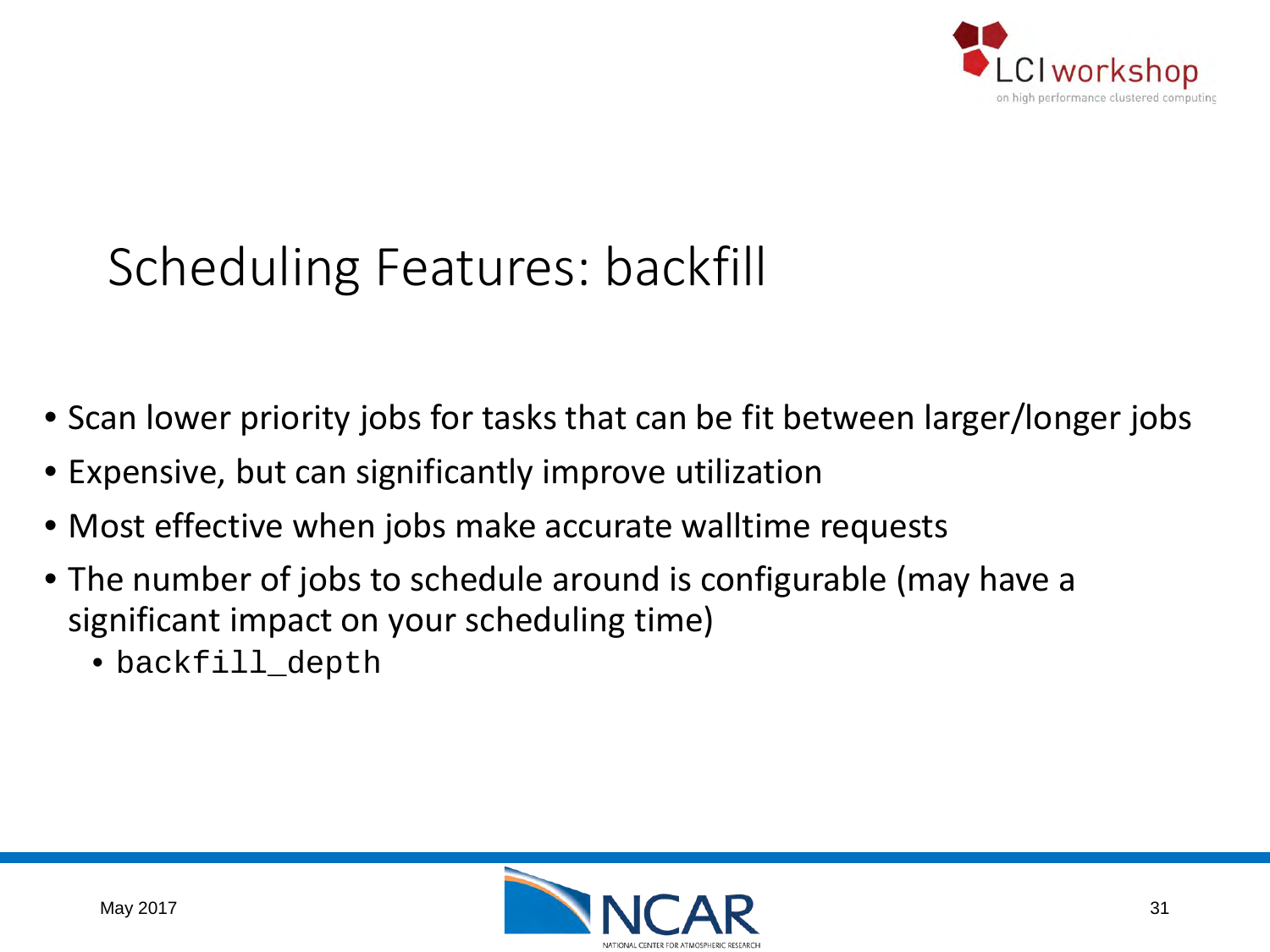# Scheduling Features: backfill

- Scan lower priority jobs for tasks that can be fit between larger/longer jobs
- Expensive, but can significantly improve utilization
- Most effective when jobs make accurate walltime requests
- The number of jobs to schedule around is configurable (may have a significant impact on your scheduling time)
  - `backfill_depth`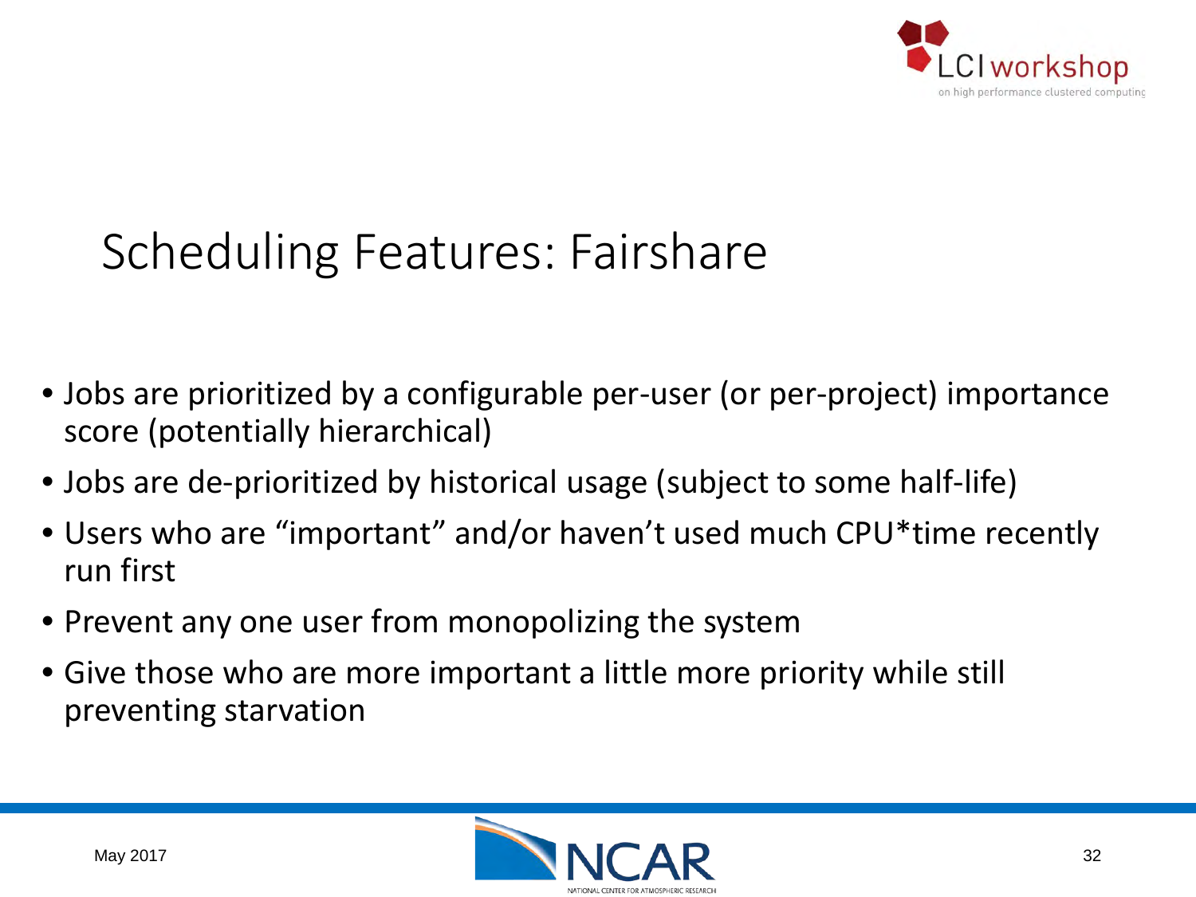# Scheduling Features: Fairshare

- Jobs are prioritized by a configurable per-user (or per-project) importance score (potentially hierarchical)
- Jobs are de-prioritized by historical usage (subject to some half-life)
- Users who are "important" and/or haven't used much CPU*time recently run first
- Prevent any one user from monopolizing the system
- Give those who are more important a little more priority while still preventing starvation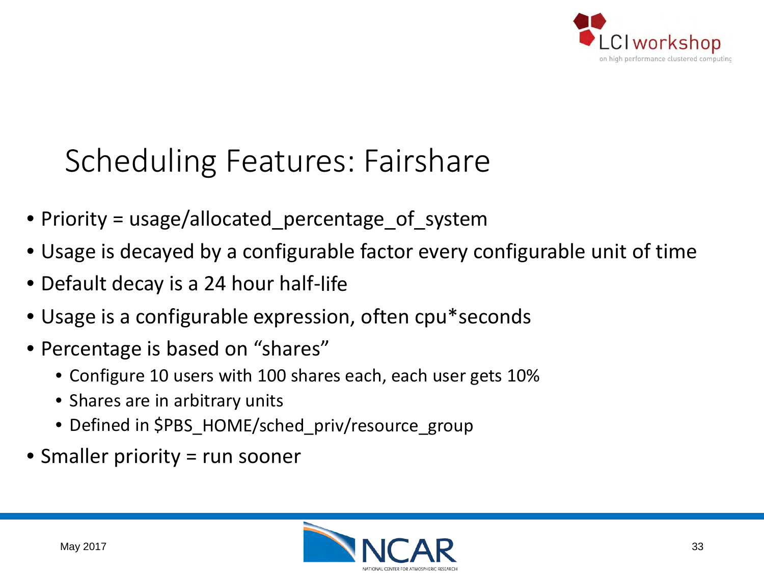# Scheduling Features: Fairshare

- Priority = usage/allocated_percentage_of_system
- Usage is decayed by a configurable factor every configurable unit of time
- Default decay is a 24 hour half-life
- Usage is a configurable expression, often cpu*seconds
- Percentage is based on "shares"
  - Configure 10 users with 100 shares each, each user gets 10%
  - Shares are in arbitrary units
  - Defined in $PBS_HOME/sched_priv/resource_group
- Smaller priority = run sooner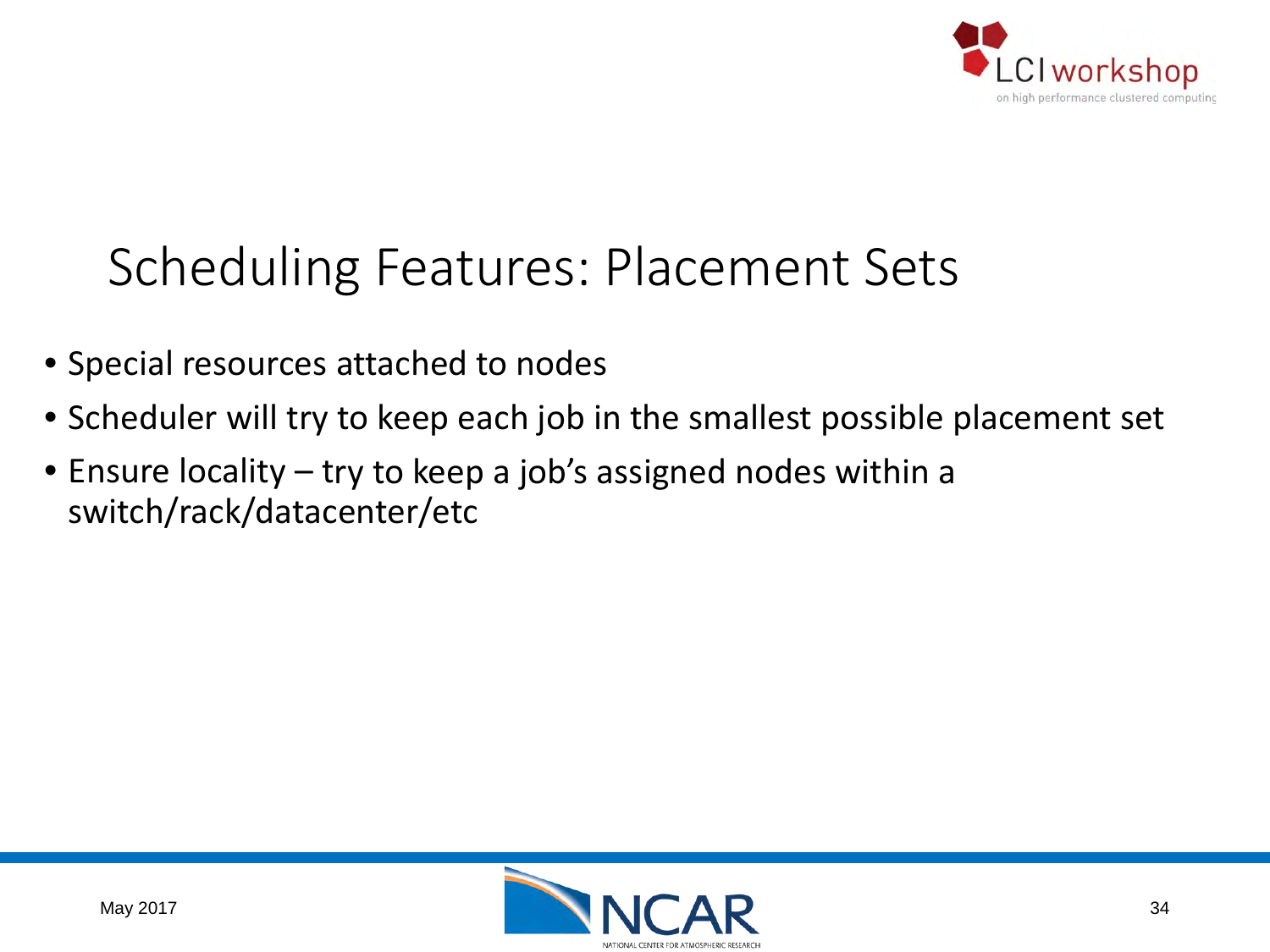# Scheduling Features: Placement Sets

- Special resources attached to nodes
- Scheduler will try to keep each job in the smallest possible placement set
- Ensure locality – try to keep a job's assigned nodes within a switch/rack/datacenter/etc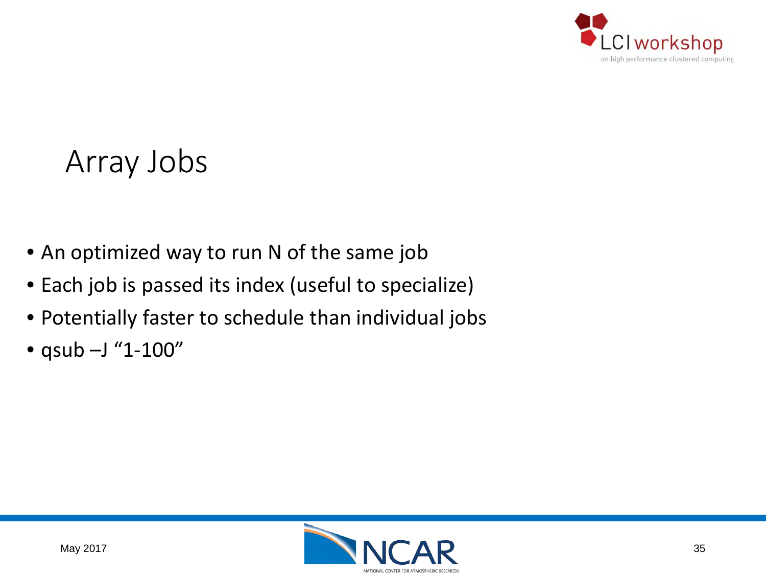# Array Jobs

- An optimized way to run N of the same job
- Each job is passed its index (useful to specialize)
- Potentially faster to schedule than individual jobs
- qsub –J "1-100"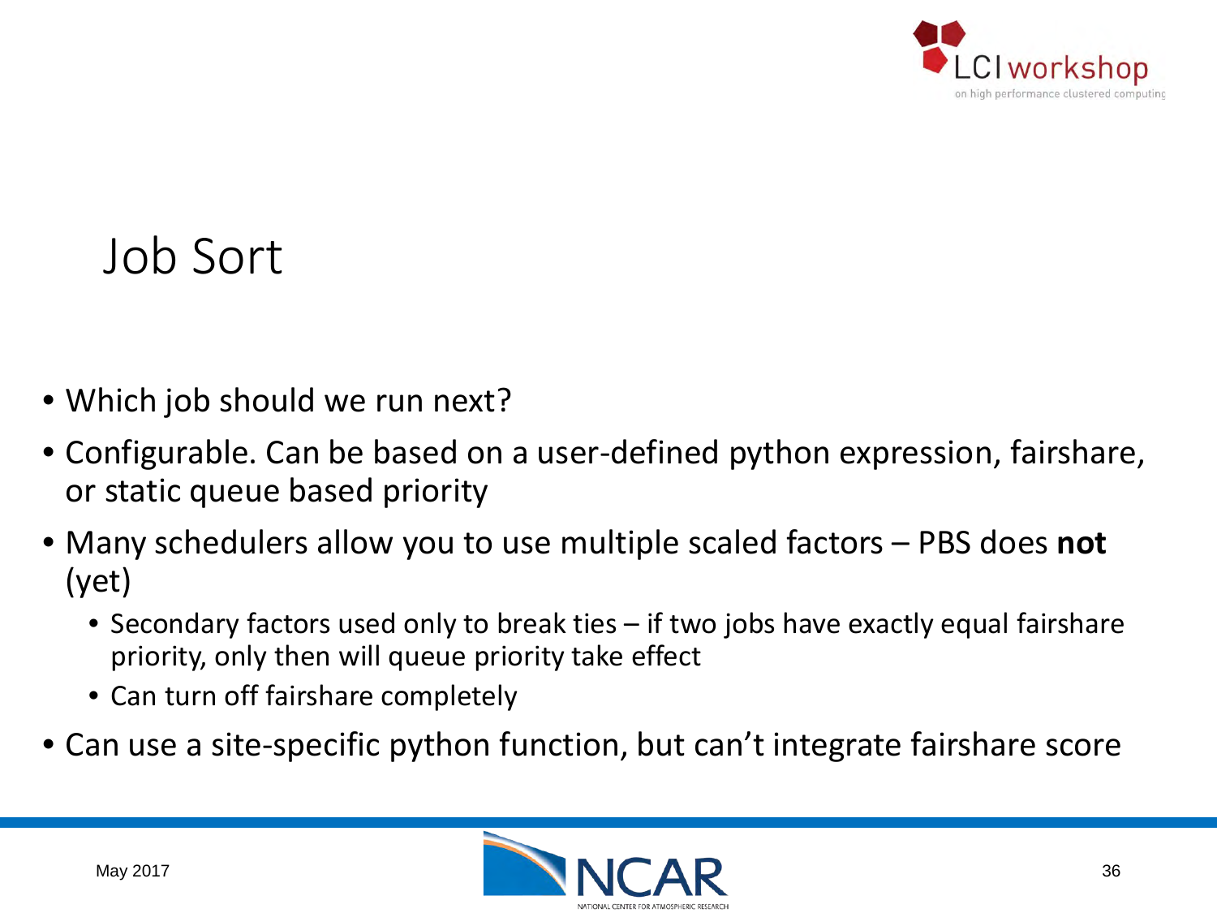# Job Sort

- Which job should we run next?
- Configurable. Can be based on a user-defined python expression, fairshare, or static queue based priority
- Many schedulers allow you to use multiple scaled factors – PBS does **not** (yet)
  - Secondary factors used only to break ties – if two jobs have exactly equal fairshare priority, only then will queue priority take effect
  - Can turn off fairshare completely
- Can use a site-specific python function, but can't integrate fairshare score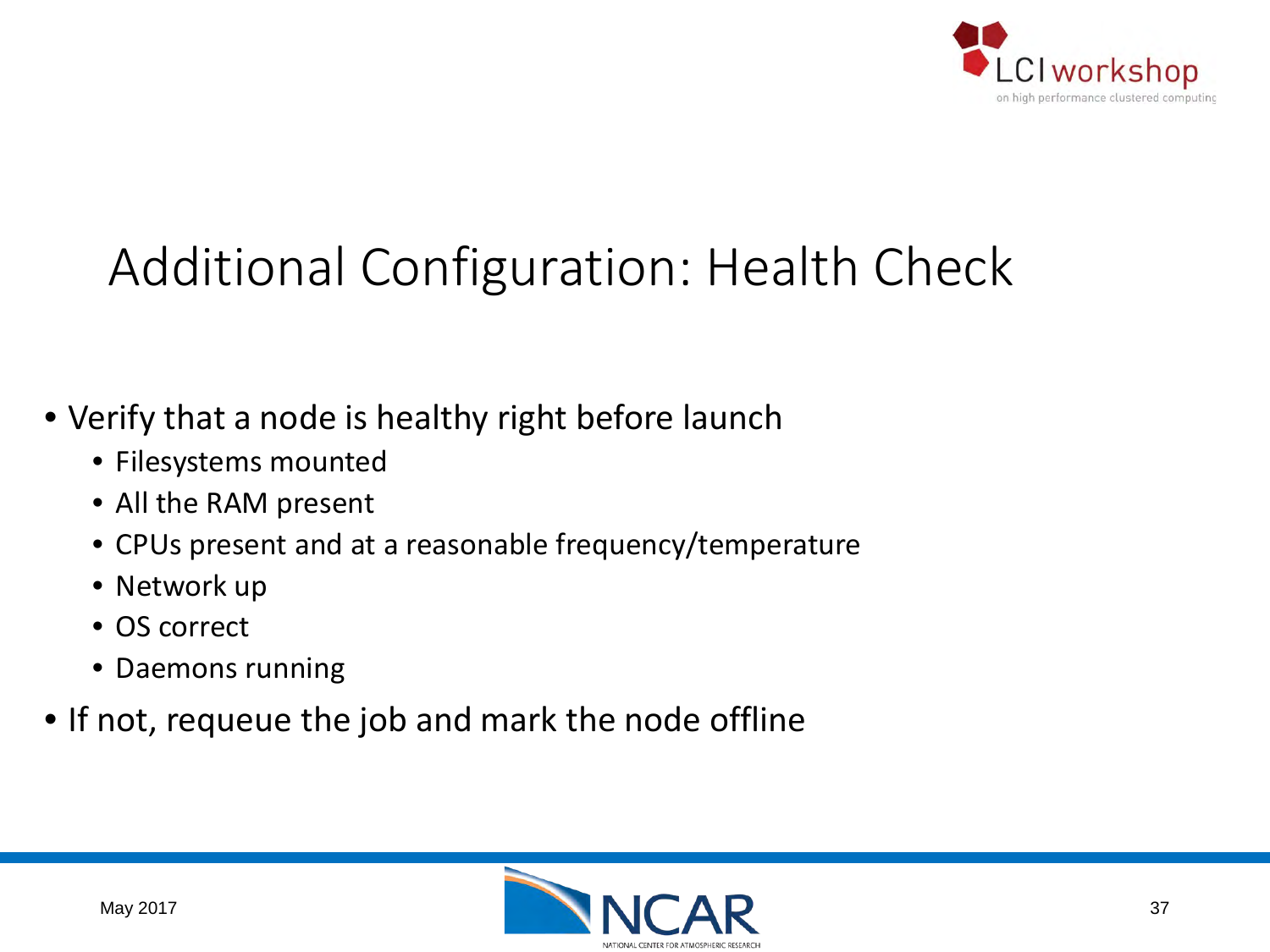# Additional Configuration: Health Check

- Verify that a node is healthy right before launch
  - Filesystems mounted
  - All the RAM present
  - CPUs present and at a reasonable frequency/temperature
  - Network up
  - OS correct
  - Daemons running
- If not, requeue the job and mark the node offline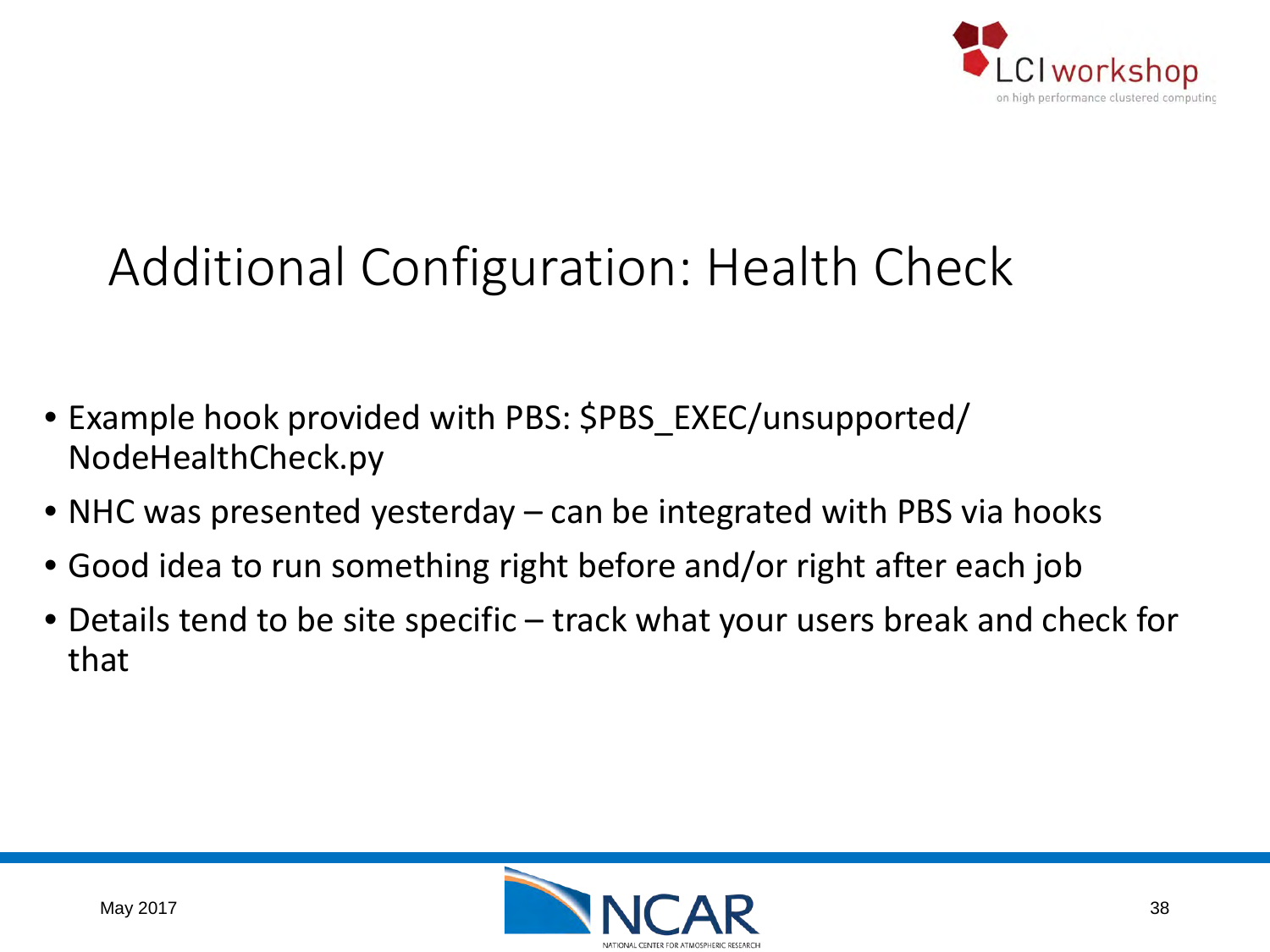# Additional Configuration: Health Check

- Example hook provided with PBS: $PBS_EXEC/unsupported/NodeHealthCheck.py
- NHC was presented yesterday – can be integrated with PBS via hooks
- Good idea to run something right before and/or right after each job
- Details tend to be site specific – track what your users break and check for that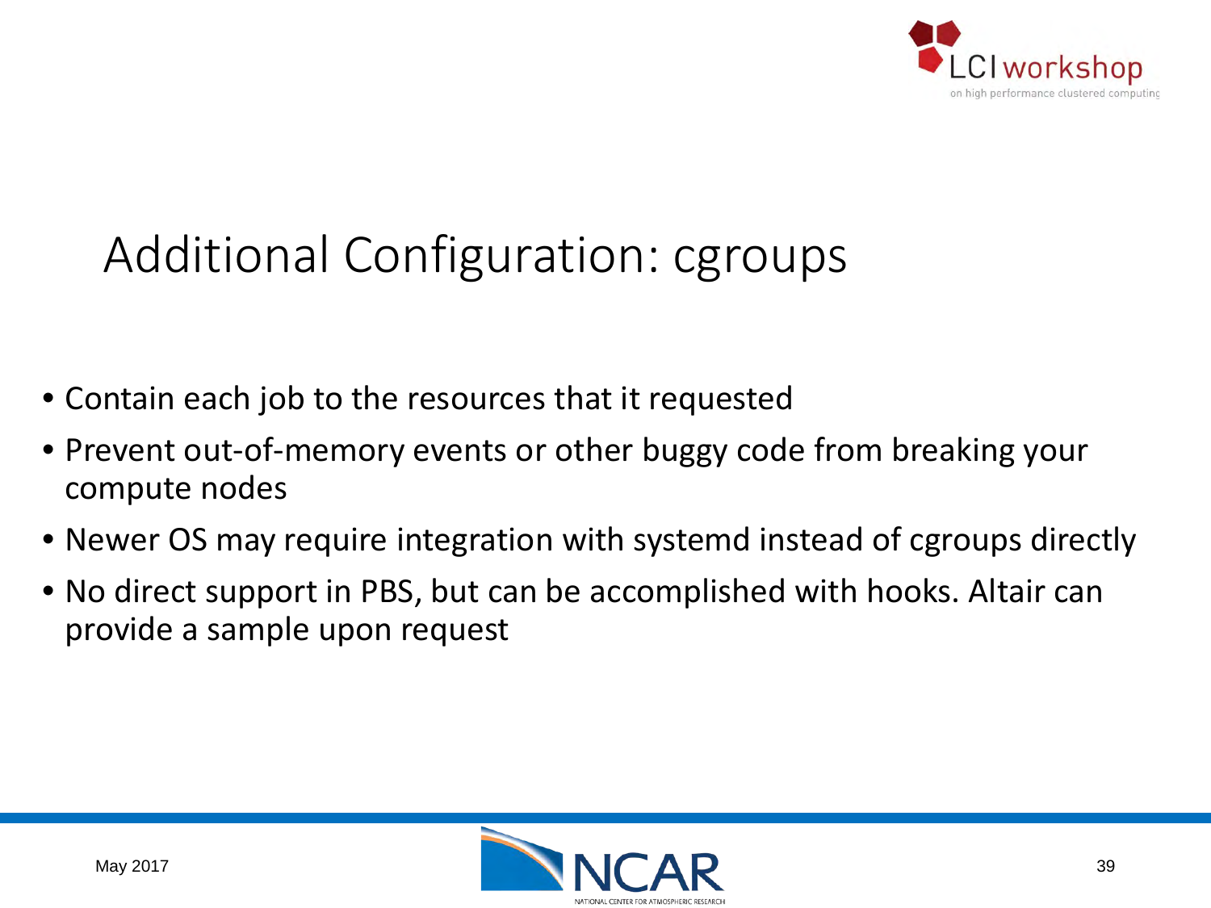# Additional Configuration: cgroups

- Contain each job to the resources that it requested
- Prevent out-of-memory events or other buggy code from breaking your compute nodes
- Newer OS may require integration with systemd instead of cgroups directly
- No direct support in PBS, but can be accomplished with hooks. Altair can provide a sample upon request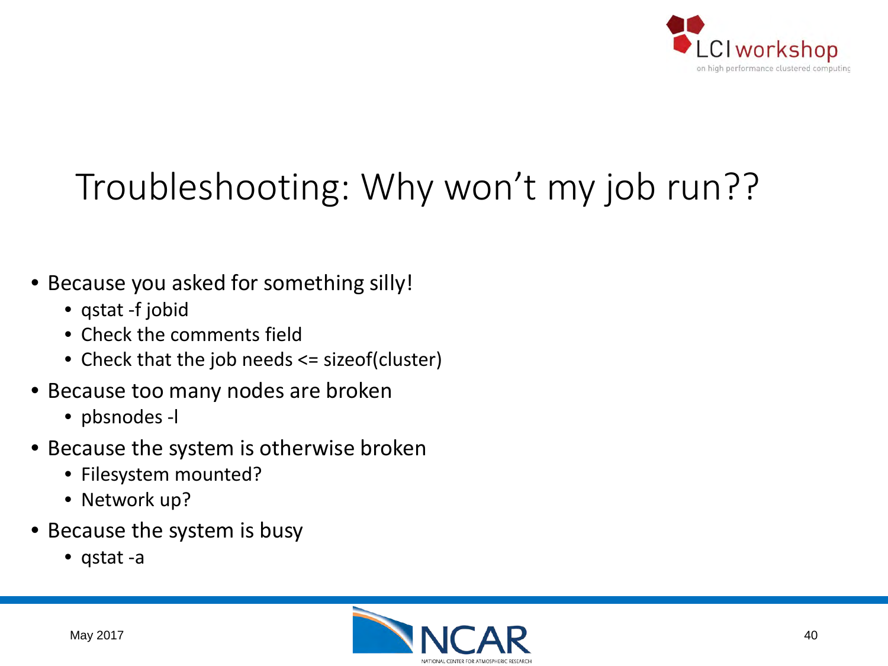# Troubleshooting: Why won't my job run??

- Because you asked for something silly!
  - qstat -f jobid
  - Check the comments field
  - Check that the job needs <= sizeof(cluster)
- Because too many nodes are broken
  - pbsnodes -l
- Because the system is otherwise broken
  - Filesystem mounted?
  - Network up?
- Because the system is busy
  - qstat -a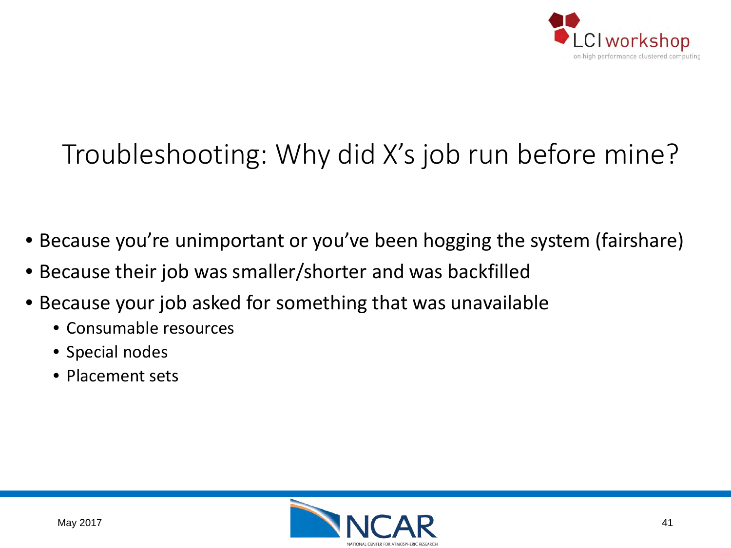# Troubleshooting: Why did X's job run before mine?

- Because you're unimportant or you've been hogging the system (fairshare)
- Because their job was smaller/shorter and was backfilled
- Because your job asked for something that was unavailable
  - Consumable resources
  - Special nodes
  - Placement sets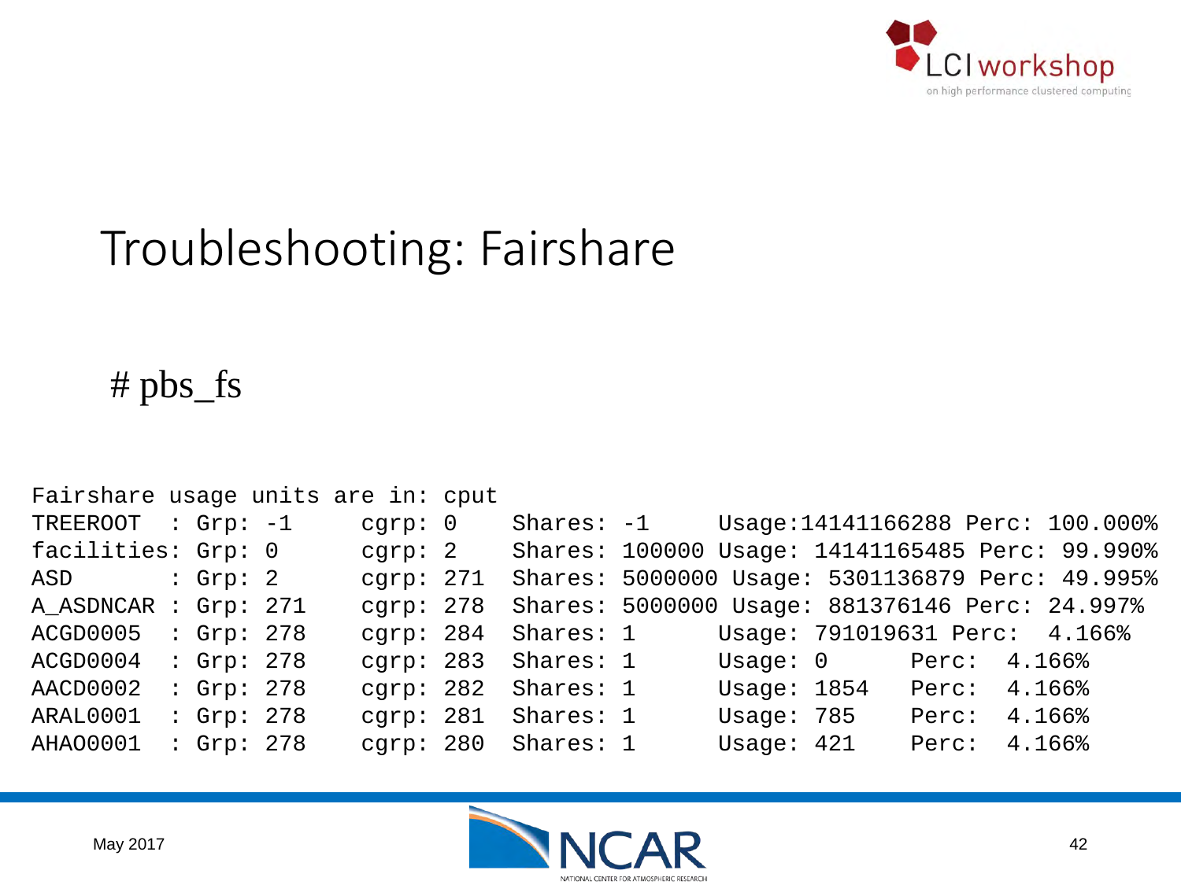# Troubleshooting: Fairshare

# pbs_fs

```
Fairshare usage units are in: cput
TREEROOT  : Grp: -1     cgrp: 0    Shares: -1     Usage:14141166288 Perc: 100.000%
facilities: Grp: 0      cgrp: 2    Shares: 100000 Usage: 14141165485 Perc: 99.990%
ASD       : Grp: 2      cgrp: 271  Shares: 5000000 Usage: 5301136879 Perc: 49.995%
A_ASDNCAR : Grp: 271    cgrp: 278  Shares: 5000000 Usage: 881376146 Perc: 24.997%
ACGD0005  : Grp: 278    cgrp: 284  Shares: 1      Usage: 791019631 Perc:  4.166%
ACGD0004  : Grp: 278    cgrp: 283  Shares: 1      Usage: 0        Perc:  4.166%
AACD0002  : Grp: 278    cgrp: 282  Shares: 1      Usage: 1854     Perc:  4.166%
ARAL0001  : Grp: 278    cgrp: 281  Shares: 1      Usage: 785      Perc:  4.166%
AHAO0001  : Grp: 278    cgrp: 280  Shares: 1      Usage: 421      Perc:  4.166%
```

May 2017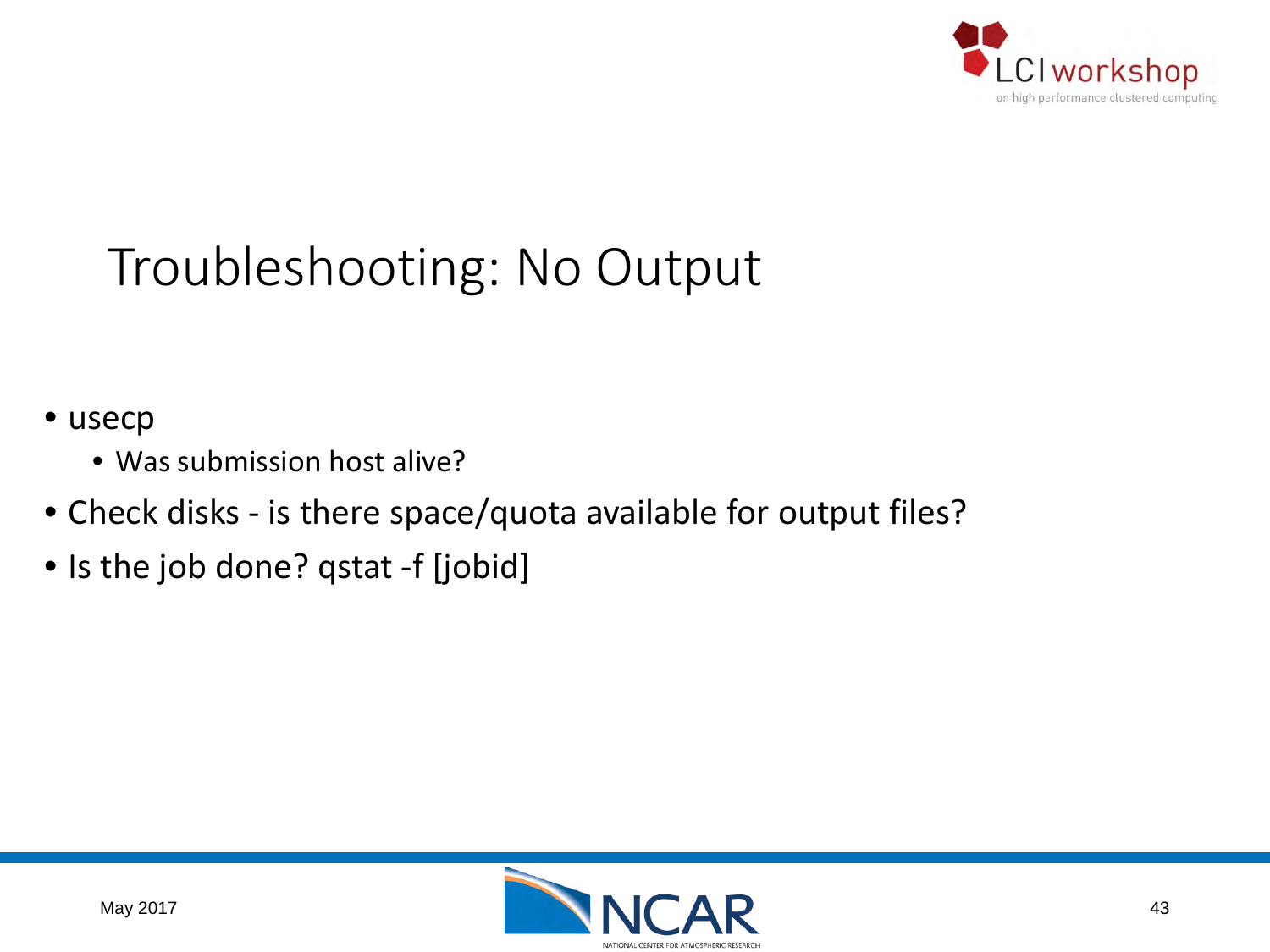# Troubleshooting: No Output

- usecp
  - Was submission host alive?
- Check disks - is there space/quota available for output files?
- Is the job done? qstat -f [jobid]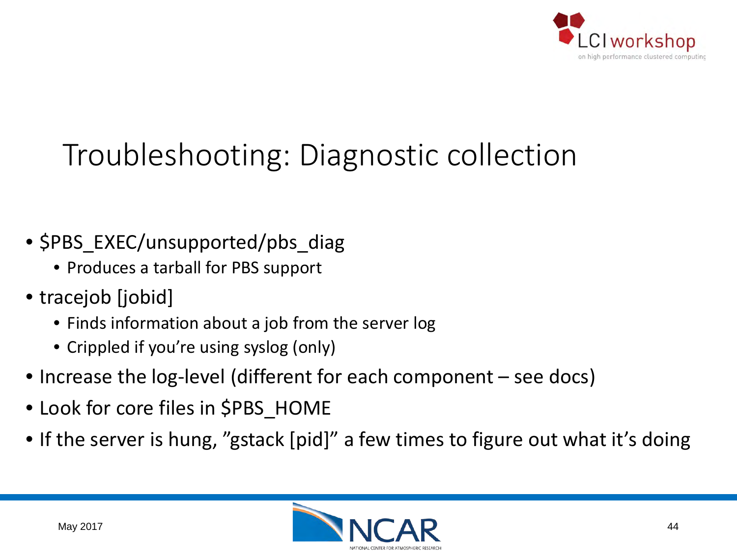# Troubleshooting: Diagnostic collection

- $PBS_EXEC/unsupported/pbs_diag
  - Produces a tarball for PBS support
- tracejob [jobid]
  - Finds information about a job from the server log
  - Crippled if you're using syslog (only)
- Increase the log-level (different for each component – see docs)
- Look for core files in $PBS_HOME
- If the server is hung, "gstack [pid]" a few times to figure out what it's doing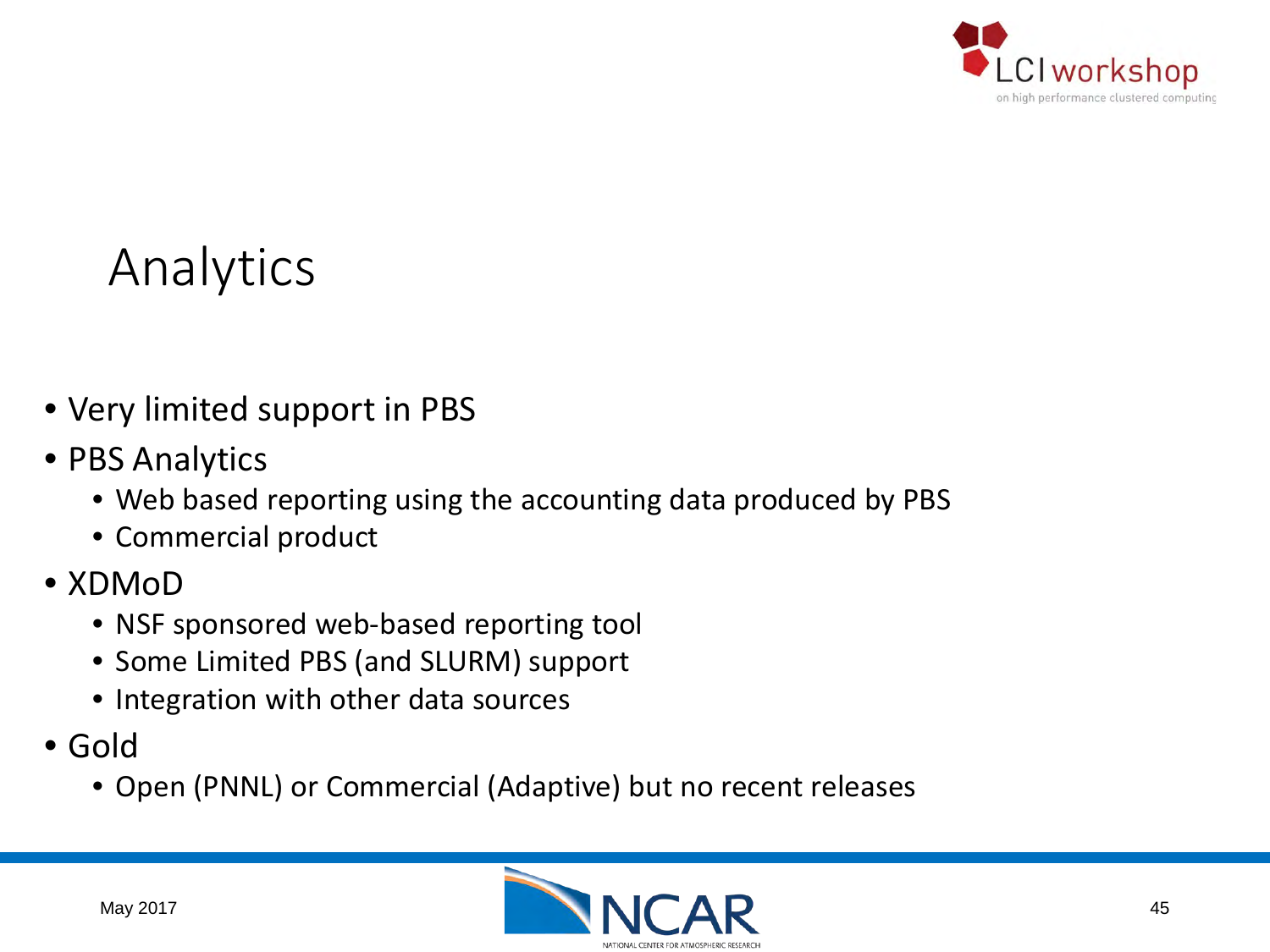# Analytics

- Very limited support in PBS
- PBS Analytics
  - Web based reporting using the accounting data produced by PBS
  - Commercial product
- XDMoD
  - NSF sponsored web-based reporting tool
  - Some Limited PBS (and SLURM) support
  - Integration with other data sources
- Gold
  - Open (PNNL) or Commercial (Adaptive) but no recent releases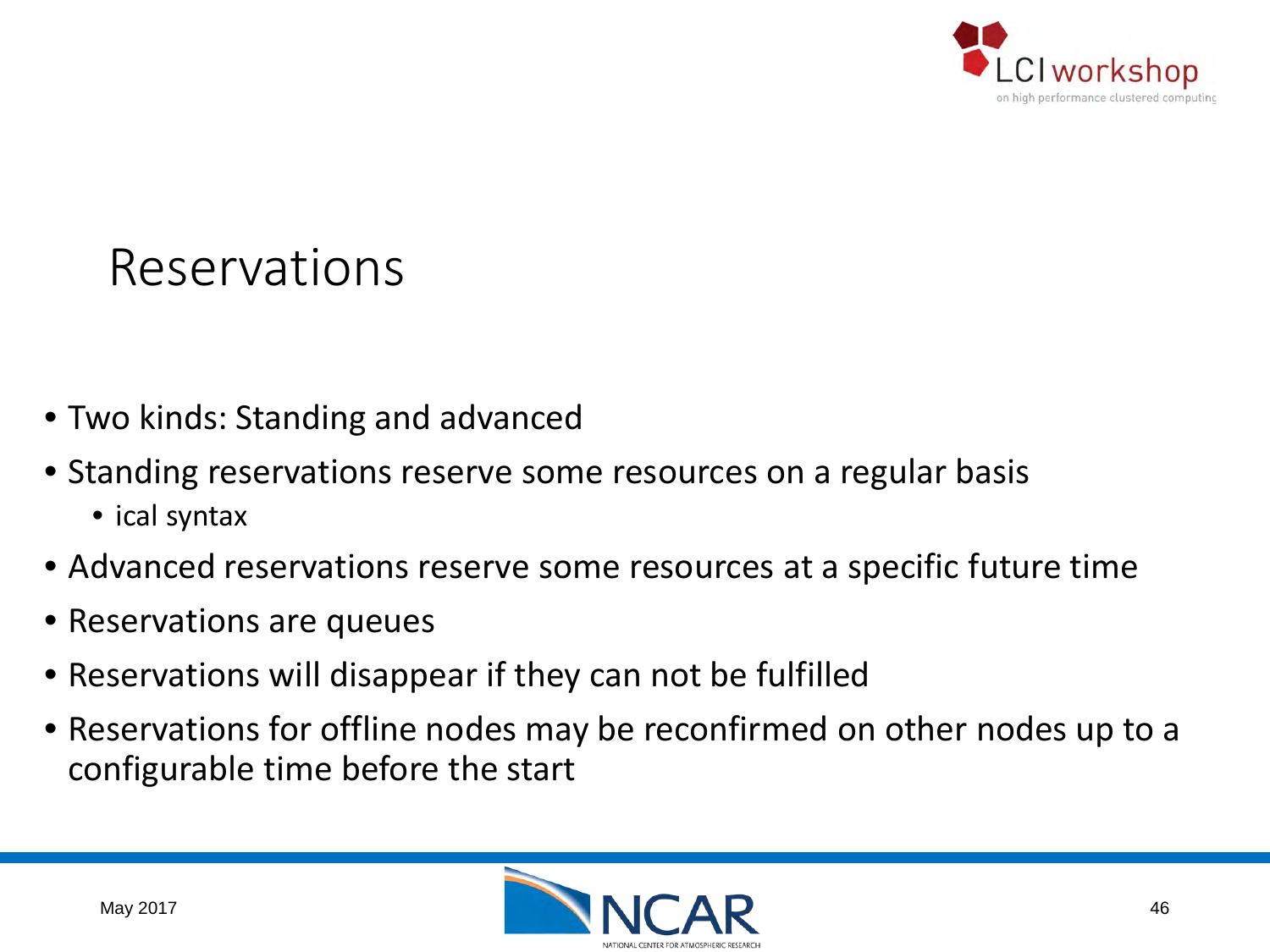# Reservations

- Two kinds: Standing and advanced
- Standing reservations reserve some resources on a regular basis
  - ical syntax
- Advanced reservations reserve some resources at a specific future time
- Reservations are queues
- Reservations will disappear if they can not be fulfilled
- Reservations for offline nodes may be reconfirmed on other nodes up to a configurable time before the start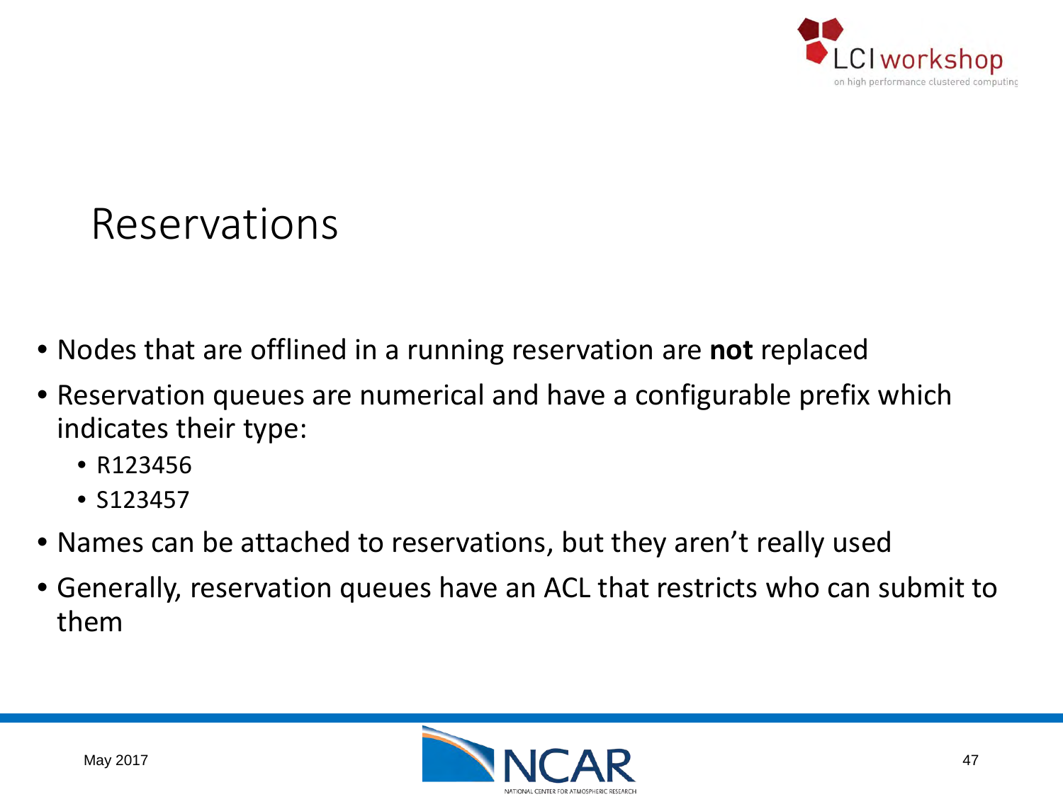# Reservations

- Nodes that are offlined in a running reservation are **not** replaced
- Reservation queues are numerical and have a configurable prefix which indicates their type:
  - R123456
  - S123457
- Names can be attached to reservations, but they aren't really used
- Generally, reservation queues have an ACL that restricts who can submit to them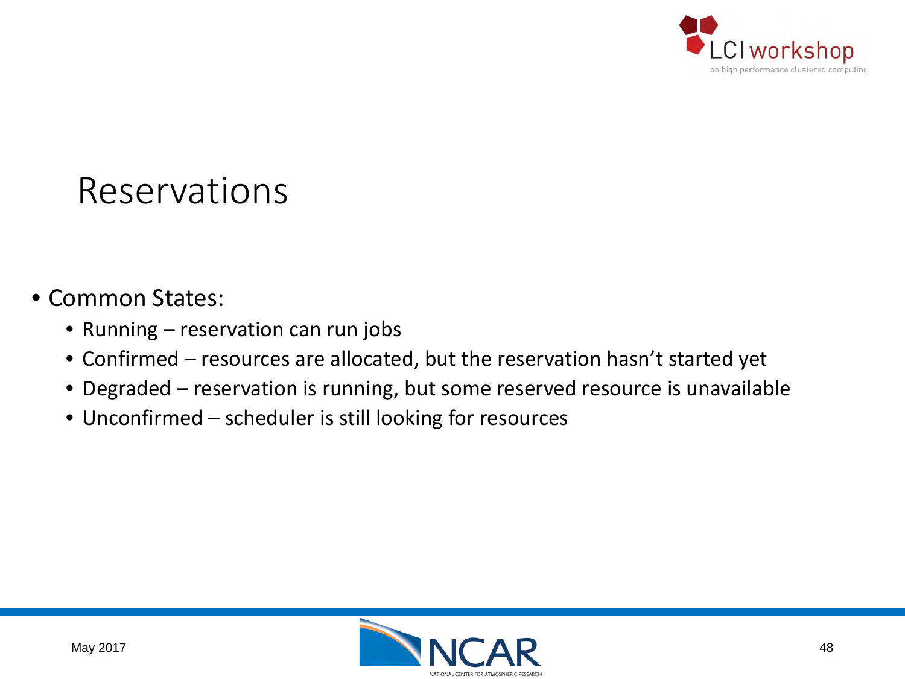# Reservations

- Common States:
  - Running – reservation can run jobs
  - Confirmed – resources are allocated, but the reservation hasn't started yet
  - Degraded – reservation is running, but some reserved resource is unavailable
  - Unconfirmed – scheduler is still looking for resources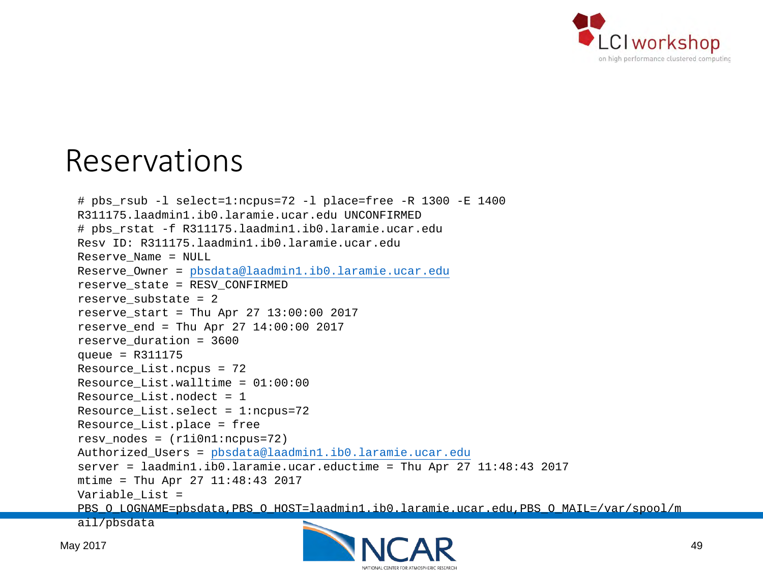# Reservations

```
# pbs_rsub -l select=1:ncpus=72 -l place=free -R 1300 -E 1400
R311175.laadmin1.ib0.laramie.ucar.edu UNCONFIRMED
# pbs_rstat -f R311175.laadmin1.ib0.laramie.ucar.edu
Resv ID: R311175.laadmin1.ib0.laramie.ucar.edu
Reserve_Name = NULL
Reserve_Owner = pbsdata@laadmin1.ib0.laramie.ucar.edu
reserve_state = RESV_CONFIRMED
reserve_substate = 2
reserve_start = Thu Apr 27 13:00:00 2017
reserve_end = Thu Apr 27 14:00:00 2017
reserve_duration = 3600
queue = R311175
Resource_List.ncpus = 72
Resource_List.walltime = 01:00:00
Resource_List.nodect = 1
Resource_List.select = 1:ncpus=72
Resource_List.place = free
resv_nodes = (r1i0n1:ncpus=72)
Authorized_Users = pbsdata@laadmin1.ib0.laramie.ucar.edu
server = laadmin1.ib0.laramie.ucar.eductime = Thu Apr 27 11:48:43 2017
mtime = Thu Apr 27 11:48:43 2017
Variable_List =
PBS_O_LOGNAME=pbsdata,PBS_O_HOST=laadmin1.ib0.laramie.ucar.edu,PBS_O_MAIL=/var/spool/m
ail/pbsdata
```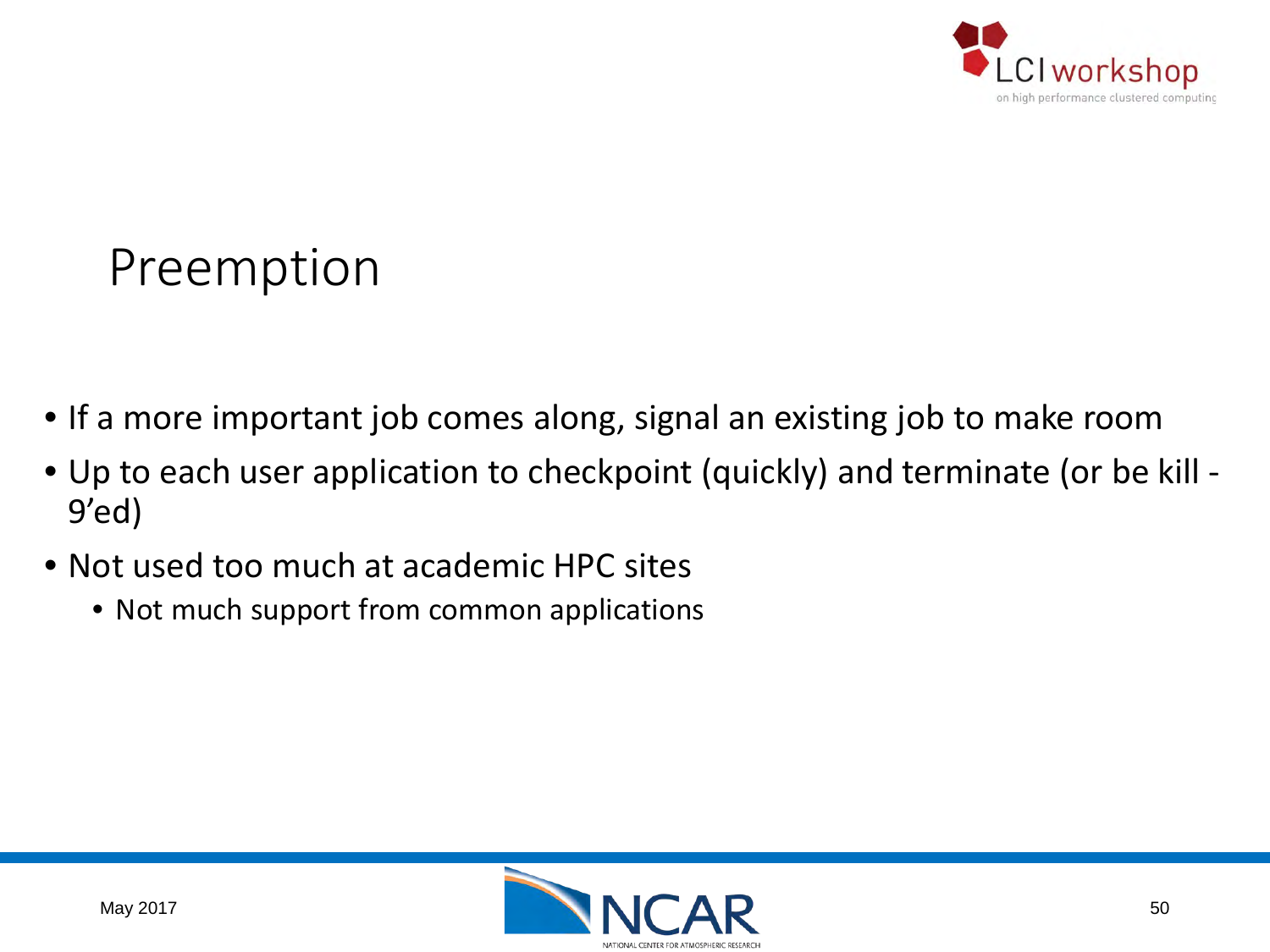# Preemption

- If a more important job comes along, signal an existing job to make room
- Up to each user application to checkpoint (quickly) and terminate (or be kill -9'ed)
- Not used too much at academic HPC sites
  - Not much support from common applications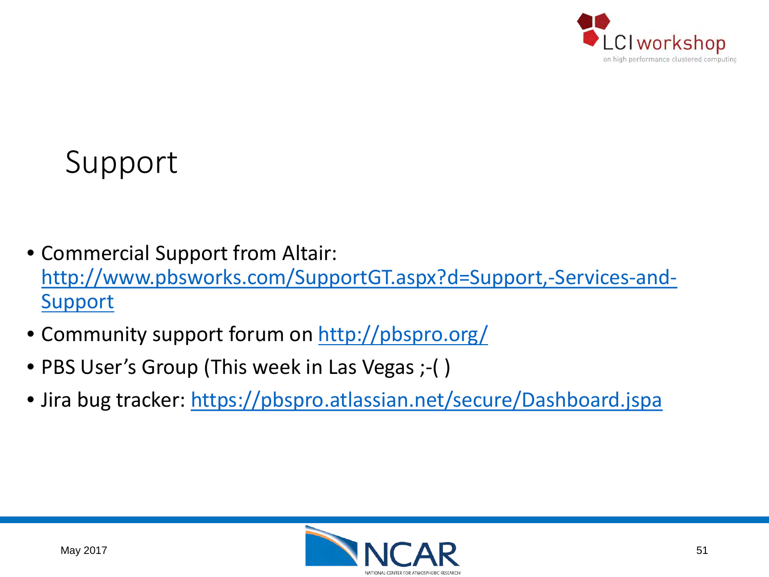# Support

- Commercial Support from Altair: [http://www.pbsworks.com/SupportGT.aspx?d=Support,-Services-and-Support](http://www.pbsworks.com/SupportGT.aspx?d=Support,-Services-and-Support)
- Community support forum on [http://pbspro.org/](http://pbspro.org/)
- PBS User's Group (This week in Las Vegas ;-( )
- Jira bug tracker: [https://pbspro.atlassian.net/secure/Dashboard.jspa](https://pbspro.atlassian.net/secure/Dashboard.jspa)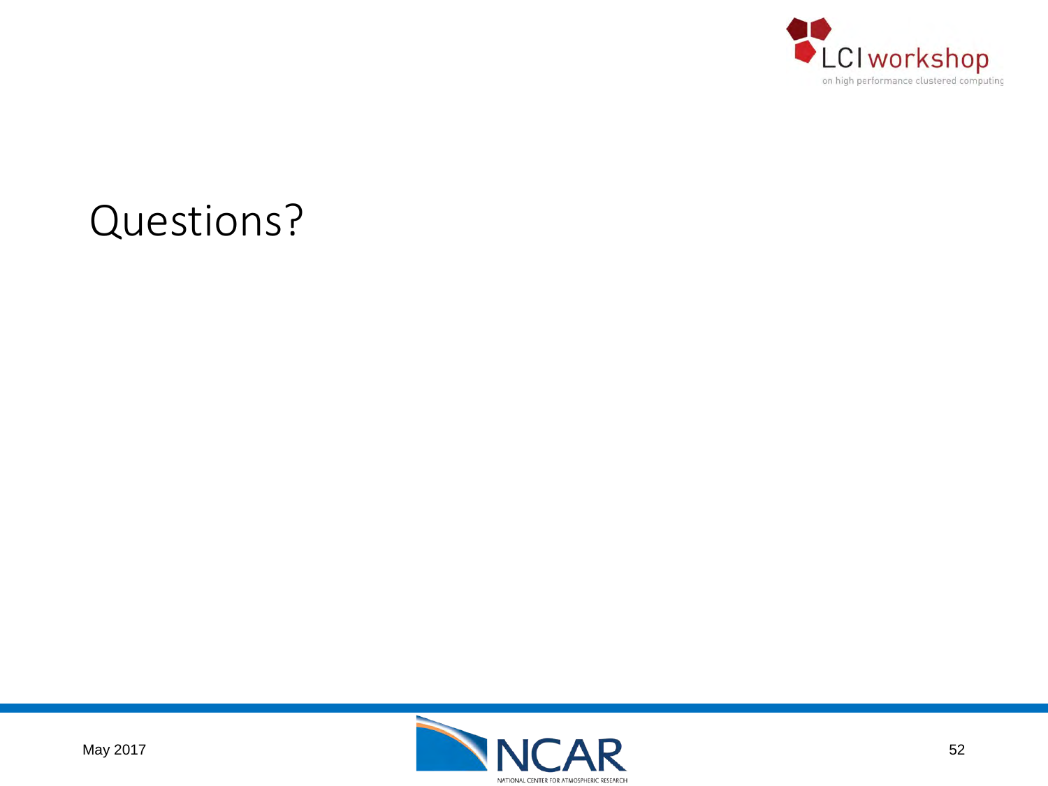# Questions?